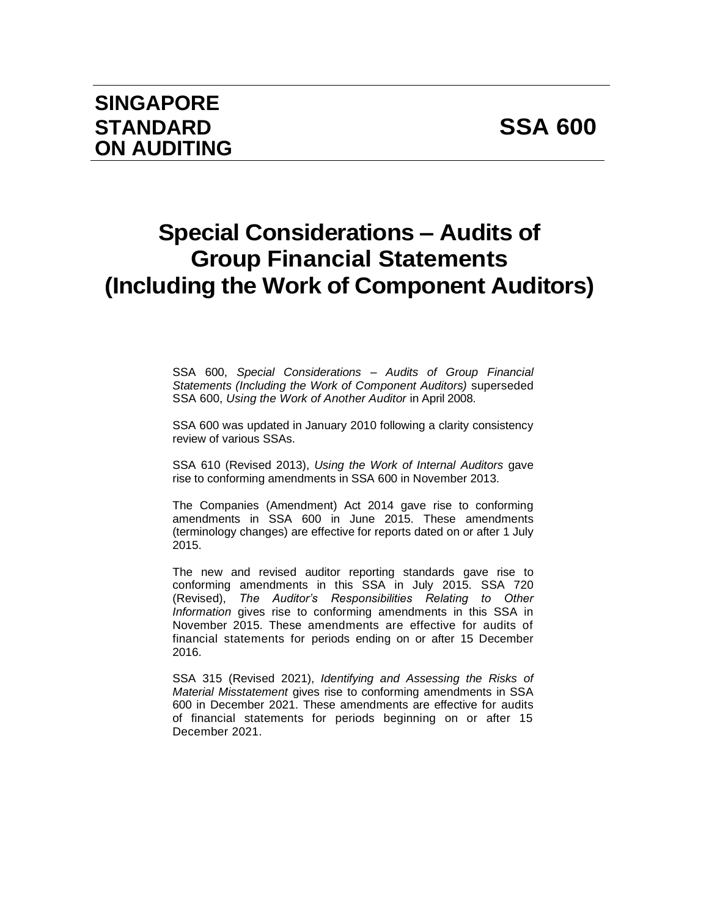**SINGAPORE STANDARD ON AUDITING** **SSA 600**

# Special Considerations – Audits of Group Financial Statements (Including the Work of Component Auditors)

SSA 600, *Special Considerations – Audits of Group Financial Statements (Including the Work of Component Auditors)* superseded SSA 600, *Using the Work of Another Auditor* in April 2008.

SSA 600 was updated in January 2010 following a clarity consistency review of various SSAs.

SSA 610 (Revised 2013), *Using the Work of Internal Auditors* gave rise to conforming amendments in SSA 600 in November 2013.

The Companies (Amendment) Act 2014 gave rise to conforming amendments in SSA 600 in June 2015. These amendments (terminology changes) are effective for reports dated on or after 1 July 2015.

The new and revised auditor reporting standards gave rise to conforming amendments in this SSA in July 2015. SSA 720 (Revised), *The Auditor's Responsibilities Relating to Other Information* gives rise to conforming amendments in this SSA in November 2015. These amendments are effective for audits of financial statements for periods ending on or after 15 December 2016.

SSA 315 (Revised 2021), *Identifying and Assessing the Risks of Material Misstatement* gives rise to conforming amendments in SSA 600 in December 2021. These amendments are effective for audits of financial statements for periods beginning on or after 15 December 2021.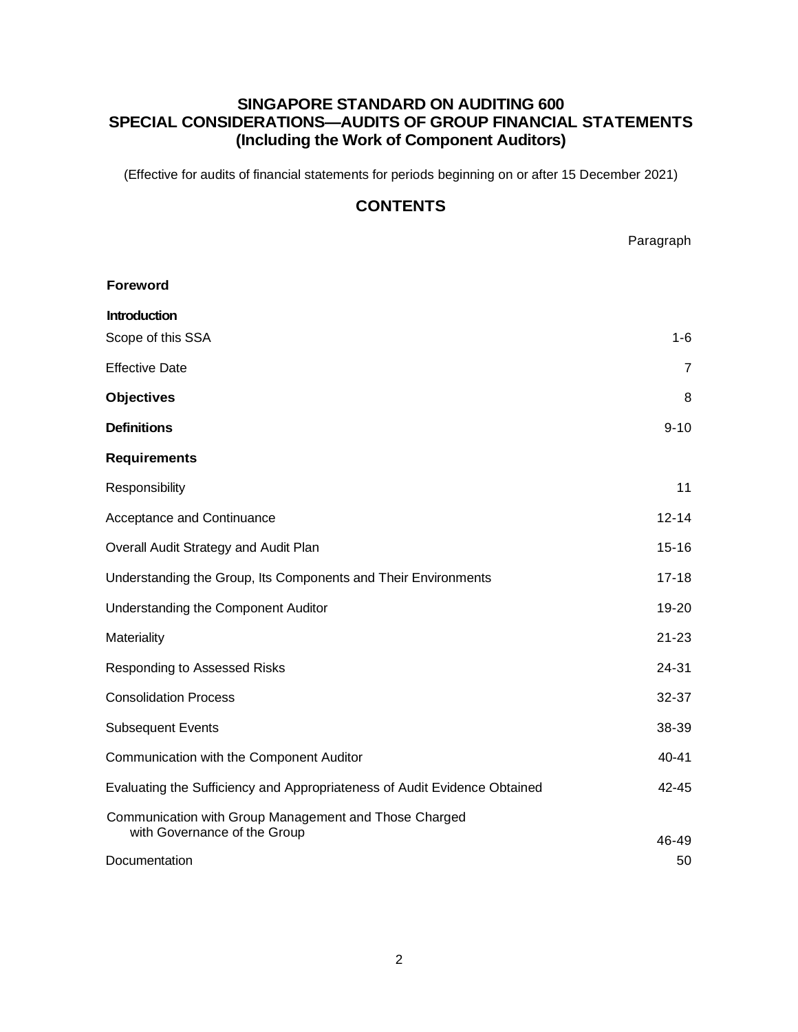# SINGAPORE STANDARD ON AUDITING 600
# SPECIAL CONSIDERATIONS—AUDITS OF GROUP FINANCIAL STATEMENTS
# (Including the Work of Component Auditors)

(Effective for audits of financial statements for periods beginning on or after 15 December 2021)

## CONTENTS

| | Paragraph |
|---|---|
| **Foreword** | |
| **Introduction** | |
| Scope of this SSA | 1-6 |
| Effective Date | 7 |
| **Objectives** | 8 |
| **Definitions** | 9-10 |
| **Requirements** | |
| Responsibility | 11 |
| Acceptance and Continuance | 12-14 |
| Overall Audit Strategy and Audit Plan | 15-16 |
| Understanding the Group, Its Components and Their Environments | 17-18 |
| Understanding the Component Auditor | 19-20 |
| Materiality | 21-23 |
| Responding to Assessed Risks | 24-31 |
| Consolidation Process | 32-37 |
| Subsequent Events | 38-39 |
| Communication with the Component Auditor | 40-41 |
| Evaluating the Sufficiency and Appropriateness of Audit Evidence Obtained | 42-45 |
| Communication with Group Management and Those Charged with Governance of the Group | 46-49 |
| Documentation | 50 |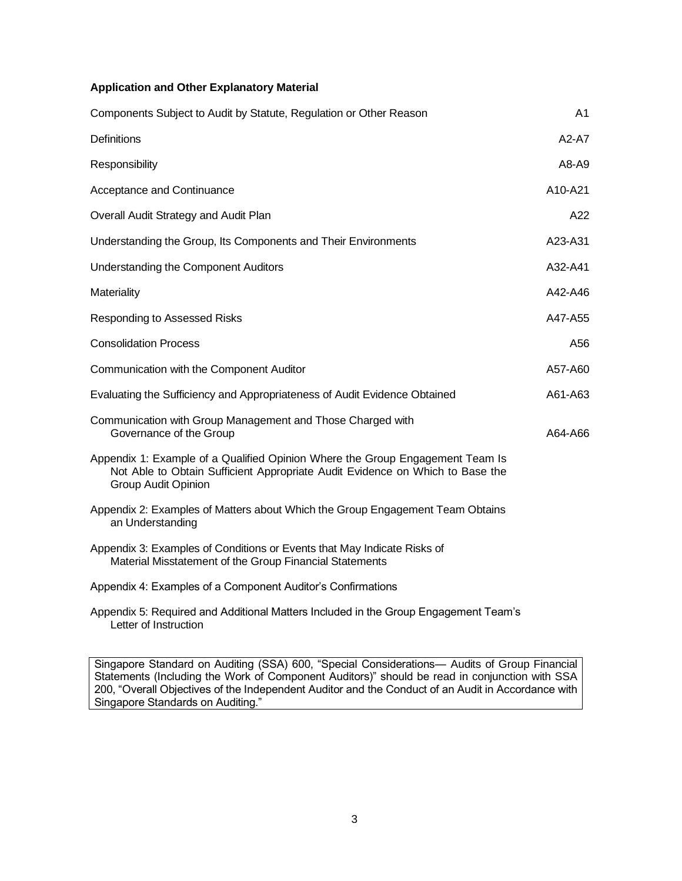**Application and Other Explanatory Material**

| | |
|---|---|
| Components Subject to Audit by Statute, Regulation or Other Reason | A1 |
| Definitions | A2-A7 |
| Responsibility | A8-A9 |
| Acceptance and Continuance | A10-A21 |
| Overall Audit Strategy and Audit Plan | A22 |
| Understanding the Group, Its Components and Their Environments | A23-A31 |
| Understanding the Component Auditors | A32-A41 |
| Materiality | A42-A46 |
| Responding to Assessed Risks | A47-A55 |
| Consolidation Process | A56 |
| Communication with the Component Auditor | A57-A60 |
| Evaluating the Sufficiency and Appropriateness of Audit Evidence Obtained | A61-A63 |
| Communication with Group Management and Those Charged with Governance of the Group | A64-A66 |
| Appendix 1: Example of a Qualified Opinion Where the Group Engagement Team Is Not Able to Obtain Sufficient Appropriate Audit Evidence on Which to Base the Group Audit Opinion | |
| Appendix 2: Examples of Matters about Which the Group Engagement Team Obtains an Understanding | |
| Appendix 3: Examples of Conditions or Events that May Indicate Risks of Material Misstatement of the Group Financial Statements | |
| Appendix 4: Examples of a Component Auditor's Confirmations | |
| Appendix 5: Required and Additional Matters Included in the Group Engagement Team's Letter of Instruction | |

Singapore Standard on Auditing (SSA) 600, "Special Considerations— Audits of Group Financial Statements (Including the Work of Component Auditors)" should be read in conjunction with SSA 200, "Overall Objectives of the Independent Auditor and the Conduct of an Audit in Accordance with Singapore Standards on Auditing."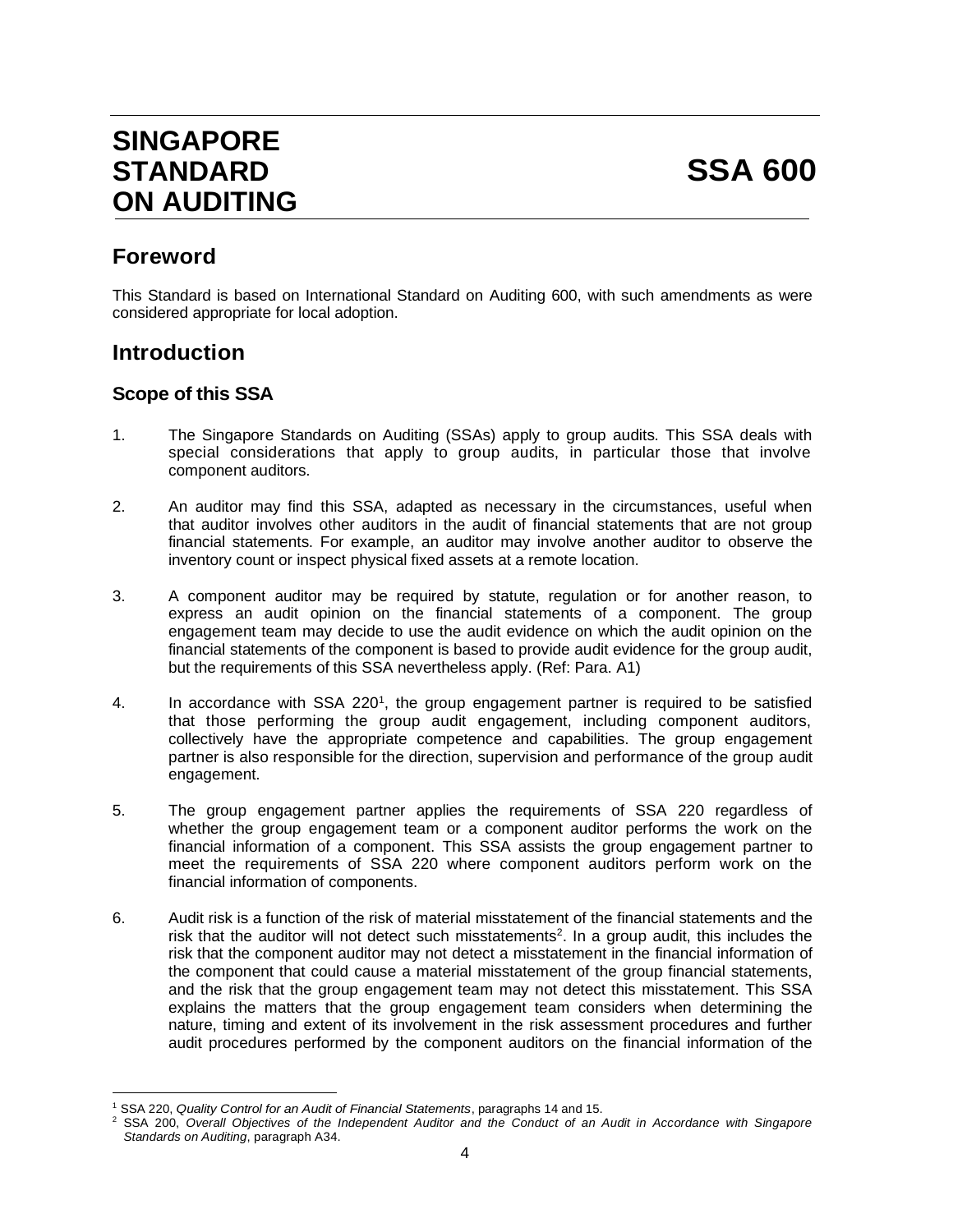# SINGAPORE STANDARD ON AUDITING — SSA 600

## Foreword

This Standard is based on International Standard on Auditing 600, with such amendments as were considered appropriate for local adoption.

## Introduction

### Scope of this SSA

1. The Singapore Standards on Auditing (SSAs) apply to group audits. This SSA deals with special considerations that apply to group audits, in particular those that involve component auditors.

2. An auditor may find this SSA, adapted as necessary in the circumstances, useful when that auditor involves other auditors in the audit of financial statements that are not group financial statements. For example, an auditor may involve another auditor to observe the inventory count or inspect physical fixed assets at a remote location.

3. A component auditor may be required by statute, regulation or for another reason, to express an audit opinion on the financial statements of a component. The group engagement team may decide to use the audit evidence on which the audit opinion on the financial statements of the component is based to provide audit evidence for the group audit, but the requirements of this SSA nevertheless apply. (Ref: Para. A1)

4. In accordance with SSA 220[1], the group engagement partner is required to be satisfied that those performing the group audit engagement, including component auditors, collectively have the appropriate competence and capabilities. The group engagement partner is also responsible for the direction, supervision and performance of the group audit engagement.

5. The group engagement partner applies the requirements of SSA 220 regardless of whether the group engagement team or a component auditor performs the work on the financial information of a component. This SSA assists the group engagement partner to meet the requirements of SSA 220 where component auditors perform work on the financial information of components.

6. Audit risk is a function of the risk of material misstatement of the financial statements and the risk that the auditor will not detect such misstatements[2]. In a group audit, this includes the risk that the component auditor may not detect a misstatement in the financial information of the component that could cause a material misstatement of the group financial statements, and the risk that the group engagement team may not detect this misstatement. This SSA explains the matters that the group engagement team considers when determining the nature, timing and extent of its involvement in the risk assessment procedures and further audit procedures performed by the component auditors on the financial information of the

---

[1] SSA 220, *Quality Control for an Audit of Financial Statements*, paragraphs 14 and 15.

[2] SSA 200, *Overall Objectives of the Independent Auditor and the Conduct of an Audit in Accordance with Singapore Standards on Auditing*, paragraph A34.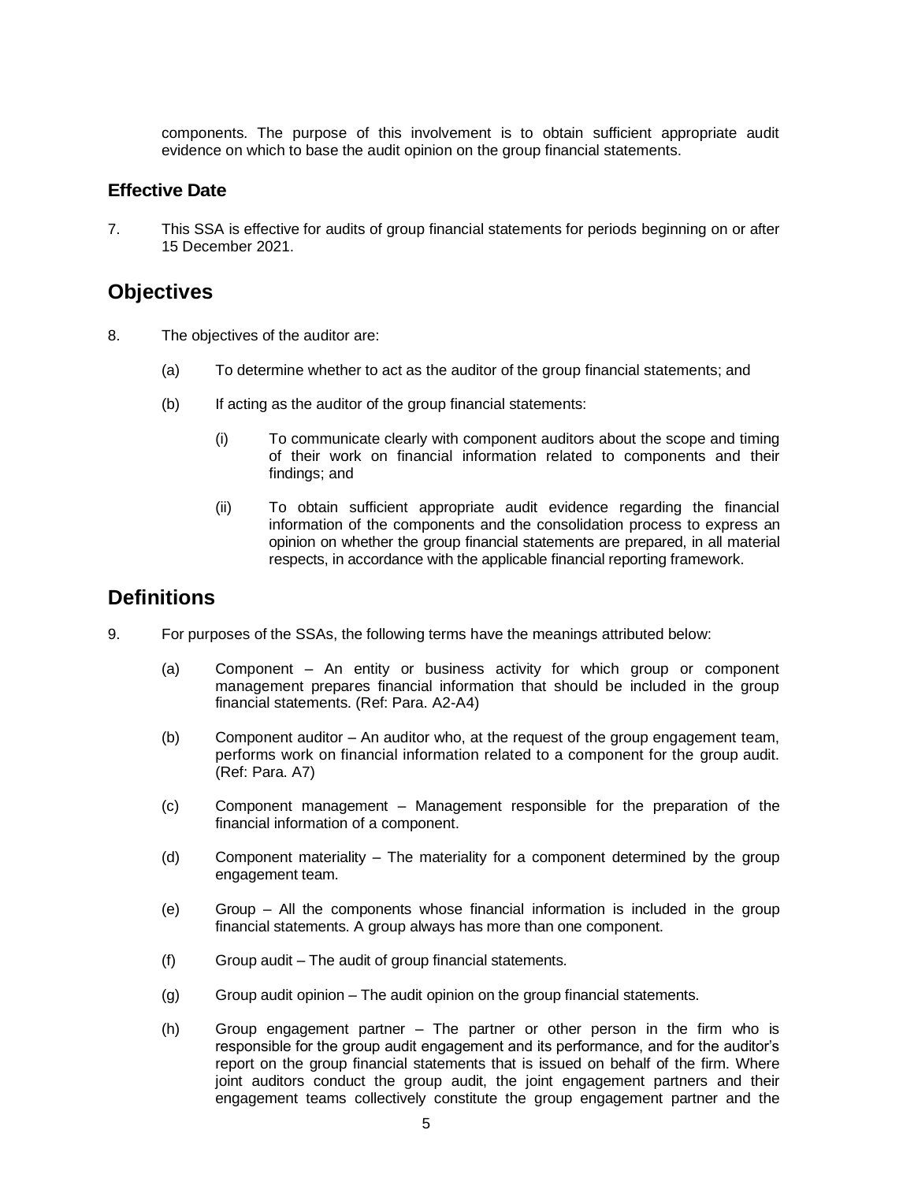components. The purpose of this involvement is to obtain sufficient appropriate audit evidence on which to base the audit opinion on the group financial statements.

### Effective Date

7. This SSA is effective for audits of group financial statements for periods beginning on or after 15 December 2021.

## Objectives

8. The objectives of the auditor are:

   (a) To determine whether to act as the auditor of the group financial statements; and

   (b) If acting as the auditor of the group financial statements:

      (i) To communicate clearly with component auditors about the scope and timing of their work on financial information related to components and their findings; and

      (ii) To obtain sufficient appropriate audit evidence regarding the financial information of the components and the consolidation process to express an opinion on whether the group financial statements are prepared, in all material respects, in accordance with the applicable financial reporting framework.

## Definitions

9. For purposes of the SSAs, the following terms have the meanings attributed below:

   (a) Component – An entity or business activity for which group or component management prepares financial information that should be included in the group financial statements. (Ref: Para. A2-A4)

   (b) Component auditor – An auditor who, at the request of the group engagement team, performs work on financial information related to a component for the group audit. (Ref: Para. A7)

   (c) Component management – Management responsible for the preparation of the financial information of a component.

   (d) Component materiality – The materiality for a component determined by the group engagement team.

   (e) Group – All the components whose financial information is included in the group financial statements. A group always has more than one component.

   (f) Group audit – The audit of group financial statements.

   (g) Group audit opinion – The audit opinion on the group financial statements.

   (h) Group engagement partner – The partner or other person in the firm who is responsible for the group audit engagement and its performance, and for the auditor's report on the group financial statements that is issued on behalf of the firm. Where joint auditors conduct the group audit, the joint engagement partners and their engagement teams collectively constitute the group engagement partner and the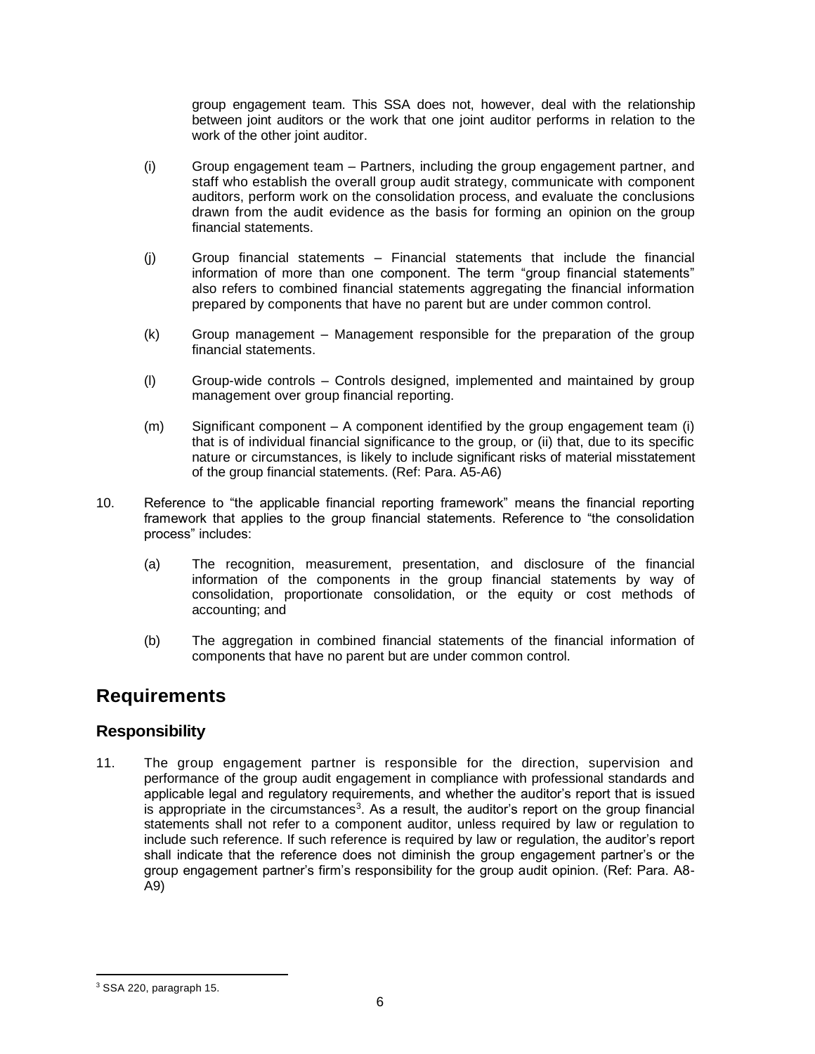group engagement team. This SSA does not, however, deal with the relationship between joint auditors or the work that one joint auditor performs in relation to the work of the other joint auditor.

(i) Group engagement team – Partners, including the group engagement partner, and staff who establish the overall group audit strategy, communicate with component auditors, perform work on the consolidation process, and evaluate the conclusions drawn from the audit evidence as the basis for forming an opinion on the group financial statements.

(j) Group financial statements – Financial statements that include the financial information of more than one component. The term "group financial statements" also refers to combined financial statements aggregating the financial information prepared by components that have no parent but are under common control.

(k) Group management – Management responsible for the preparation of the group financial statements.

(l) Group-wide controls – Controls designed, implemented and maintained by group management over group financial reporting.

(m) Significant component – A component identified by the group engagement team (i) that is of individual financial significance to the group, or (ii) that, due to its specific nature or circumstances, is likely to include significant risks of material misstatement of the group financial statements. (Ref: Para. A5-A6)

10. Reference to "the applicable financial reporting framework" means the financial reporting framework that applies to the group financial statements. Reference to "the consolidation process" includes:

    (a) The recognition, measurement, presentation, and disclosure of the financial information of the components in the group financial statements by way of consolidation, proportionate consolidation, or the equity or cost methods of accounting; and

    (b) The aggregation in combined financial statements of the financial information of components that have no parent but are under common control.

# Requirements

## Responsibility

11. The group engagement partner is responsible for the direction, supervision and performance of the group audit engagement in compliance with professional standards and applicable legal and regulatory requirements, and whether the auditor's report that is issued is appropriate in the circumstances[3]. As a result, the auditor's report on the group financial statements shall not refer to a component auditor, unless required by law or regulation to include such reference. If such reference is required by law or regulation, the auditor's report shall indicate that the reference does not diminish the group engagement partner's or the group engagement partner's firm's responsibility for the group audit opinion. (Ref: Para. A8-A9)

---

[3] SSA 220, paragraph 15.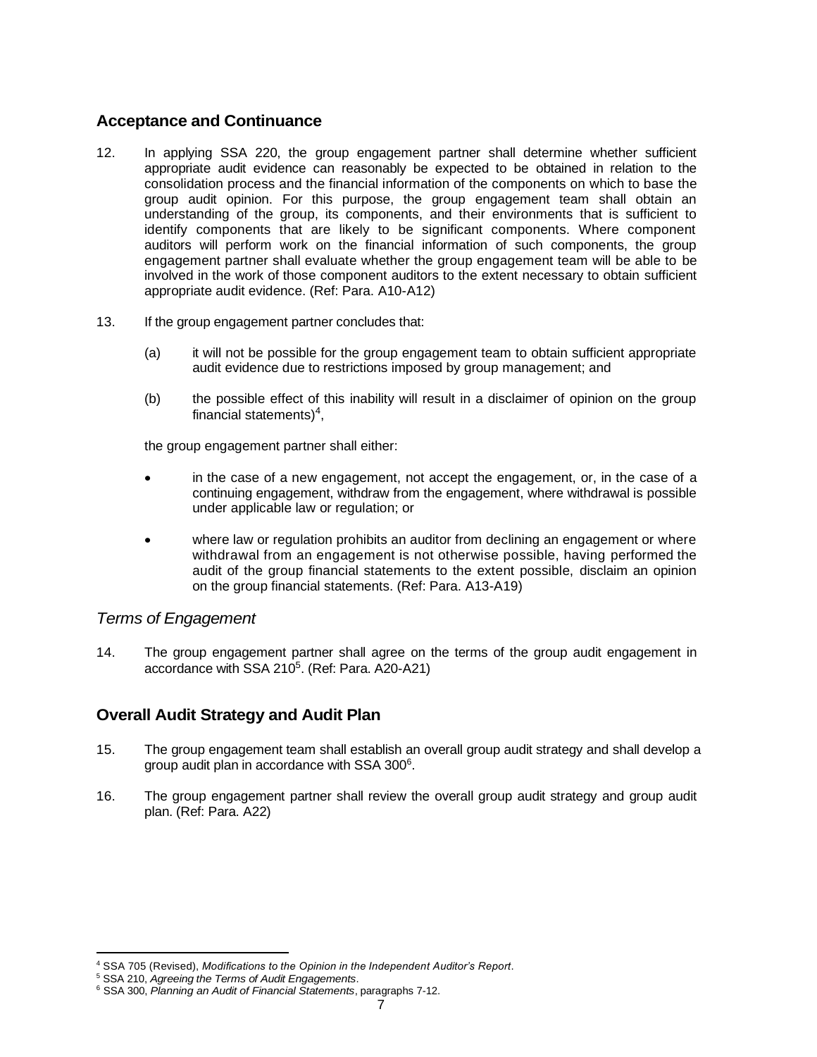## Acceptance and Continuance

12. In applying SSA 220, the group engagement partner shall determine whether sufficient appropriate audit evidence can reasonably be expected to be obtained in relation to the consolidation process and the financial information of the components on which to base the group audit opinion. For this purpose, the group engagement team shall obtain an understanding of the group, its components, and their environments that is sufficient to identify components that are likely to be significant components. Where component auditors will perform work on the financial information of such components, the group engagement partner shall evaluate whether the group engagement team will be able to be involved in the work of those component auditors to the extent necessary to obtain sufficient appropriate audit evidence. (Ref: Para. A10-A12)

13. If the group engagement partner concludes that:

    (a) it will not be possible for the group engagement team to obtain sufficient appropriate audit evidence due to restrictions imposed by group management; and

    (b) the possible effect of this inability will result in a disclaimer of opinion on the group financial statements)[4],

    the group engagement partner shall either:

    - in the case of a new engagement, not accept the engagement, or, in the case of a continuing engagement, withdraw from the engagement, where withdrawal is possible under applicable law or regulation; or

    - where law or regulation prohibits an auditor from declining an engagement or where withdrawal from an engagement is not otherwise possible, having performed the audit of the group financial statements to the extent possible, disclaim an opinion on the group financial statements. (Ref: Para. A13-A19)

### *Terms of Engagement*

14. The group engagement partner shall agree on the terms of the group audit engagement in accordance with SSA 210[5]. (Ref: Para. A20-A21)

## Overall Audit Strategy and Audit Plan

15. The group engagement team shall establish an overall group audit strategy and shall develop a group audit plan in accordance with SSA 300[6].

16. The group engagement partner shall review the overall group audit strategy and group audit plan. (Ref: Para. A22)

---

[4] SSA 705 (Revised), *Modifications to the Opinion in the Independent Auditor's Report*.

[5] SSA 210, *Agreeing the Terms of Audit Engagements*.

[6] SSA 300, *Planning an Audit of Financial Statements*, paragraphs 7-12.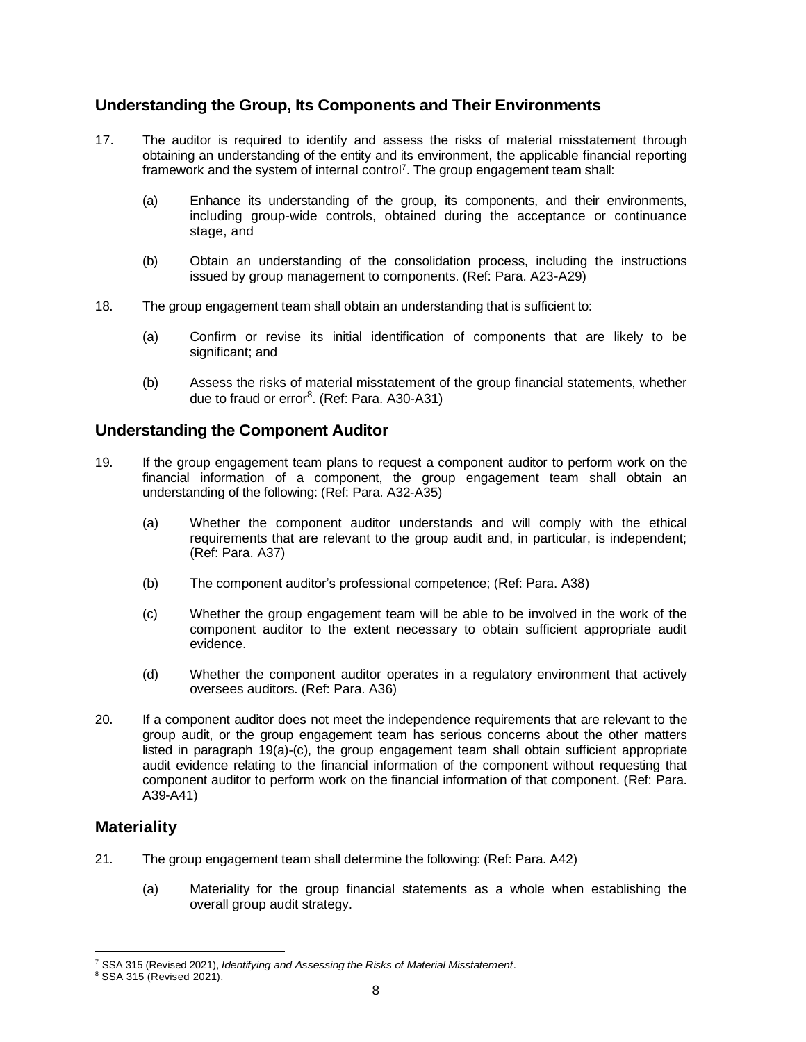## Understanding the Group, Its Components and Their Environments

17. The auditor is required to identify and assess the risks of material misstatement through obtaining an understanding of the entity and its environment, the applicable financial reporting framework and the system of internal control[7]. The group engagement team shall:

    (a) Enhance its understanding of the group, its components, and their environments, including group-wide controls, obtained during the acceptance or continuance stage, and

    (b) Obtain an understanding of the consolidation process, including the instructions issued by group management to components. (Ref: Para. A23-A29)

18. The group engagement team shall obtain an understanding that is sufficient to:

    (a) Confirm or revise its initial identification of components that are likely to be significant; and

    (b) Assess the risks of material misstatement of the group financial statements, whether due to fraud or error[8]. (Ref: Para. A30-A31)

## Understanding the Component Auditor

19. If the group engagement team plans to request a component auditor to perform work on the financial information of a component, the group engagement team shall obtain an understanding of the following: (Ref: Para. A32-A35)

    (a) Whether the component auditor understands and will comply with the ethical requirements that are relevant to the group audit and, in particular, is independent; (Ref: Para. A37)

    (b) The component auditor's professional competence; (Ref: Para. A38)

    (c) Whether the group engagement team will be able to be involved in the work of the component auditor to the extent necessary to obtain sufficient appropriate audit evidence.

    (d) Whether the component auditor operates in a regulatory environment that actively oversees auditors. (Ref: Para. A36)

20. If a component auditor does not meet the independence requirements that are relevant to the group audit, or the group engagement team has serious concerns about the other matters listed in paragraph 19(a)-(c), the group engagement team shall obtain sufficient appropriate audit evidence relating to the financial information of the component without requesting that component auditor to perform work on the financial information of that component. (Ref: Para. A39-A41)

## Materiality

21. The group engagement team shall determine the following: (Ref: Para. A42)

    (a) Materiality for the group financial statements as a whole when establishing the overall group audit strategy.

---

[7] SSA 315 (Revised 2021), *Identifying and Assessing the Risks of Material Misstatement*.

[8] SSA 315 (Revised 2021).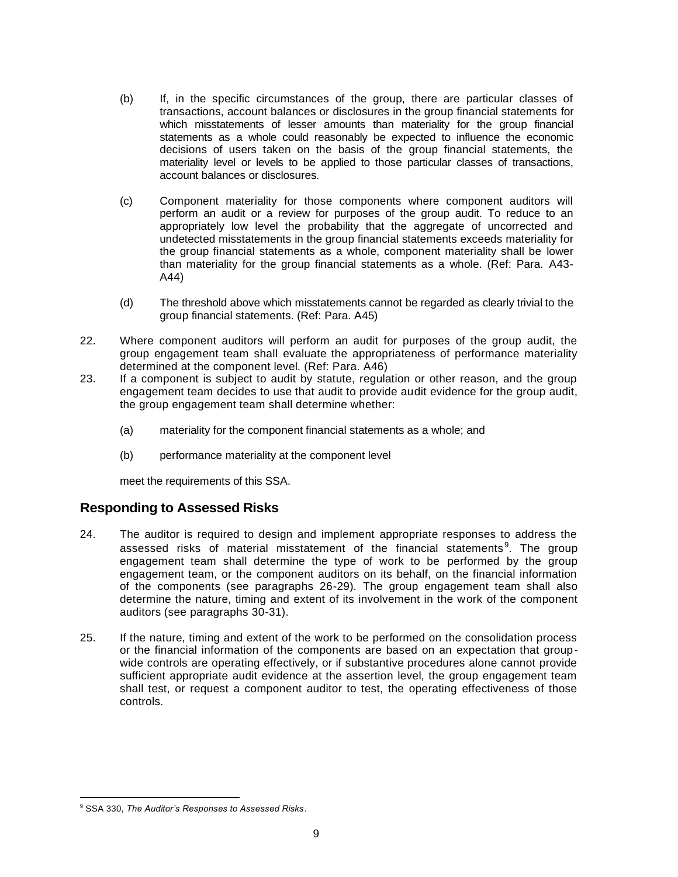(b) If, in the specific circumstances of the group, there are particular classes of transactions, account balances or disclosures in the group financial statements for which misstatements of lesser amounts than materiality for the group financial statements as a whole could reasonably be expected to influence the economic decisions of users taken on the basis of the group financial statements, the materiality level or levels to be applied to those particular classes of transactions, account balances or disclosures.

(c) Component materiality for those components where component auditors will perform an audit or a review for purposes of the group audit. To reduce to an appropriately low level the probability that the aggregate of uncorrected and undetected misstatements in the group financial statements exceeds materiality for the group financial statements as a whole, component materiality shall be lower than materiality for the group financial statements as a whole. (Ref: Para. A43-A44)

(d) The threshold above which misstatements cannot be regarded as clearly trivial to the group financial statements. (Ref: Para. A45)

22. Where component auditors will perform an audit for purposes of the group audit, the group engagement team shall evaluate the appropriateness of performance materiality determined at the component level. (Ref: Para. A46)

23. If a component is subject to audit by statute, regulation or other reason, and the group engagement team decides to use that audit to provide audit evidence for the group audit, the group engagement team shall determine whether:

    (a) materiality for the component financial statements as a whole; and

    (b) performance materiality at the component level

    meet the requirements of this SSA.

## Responding to Assessed Risks

24. The auditor is required to design and implement appropriate responses to address the assessed risks of material misstatement of the financial statements[9]. The group engagement team shall determine the type of work to be performed by the group engagement team, or the component auditors on its behalf, on the financial information of the components (see paragraphs 26-29). The group engagement team shall also determine the nature, timing and extent of its involvement in the work of the component auditors (see paragraphs 30-31).

25. If the nature, timing and extent of the work to be performed on the consolidation process or the financial information of the components are based on an expectation that group-wide controls are operating effectively, or if substantive procedures alone cannot provide sufficient appropriate audit evidence at the assertion level, the group engagement team shall test, or request a component auditor to test, the operating effectiveness of those controls.

[9] SSA 330, *The Auditor's Responses to Assessed Risks*.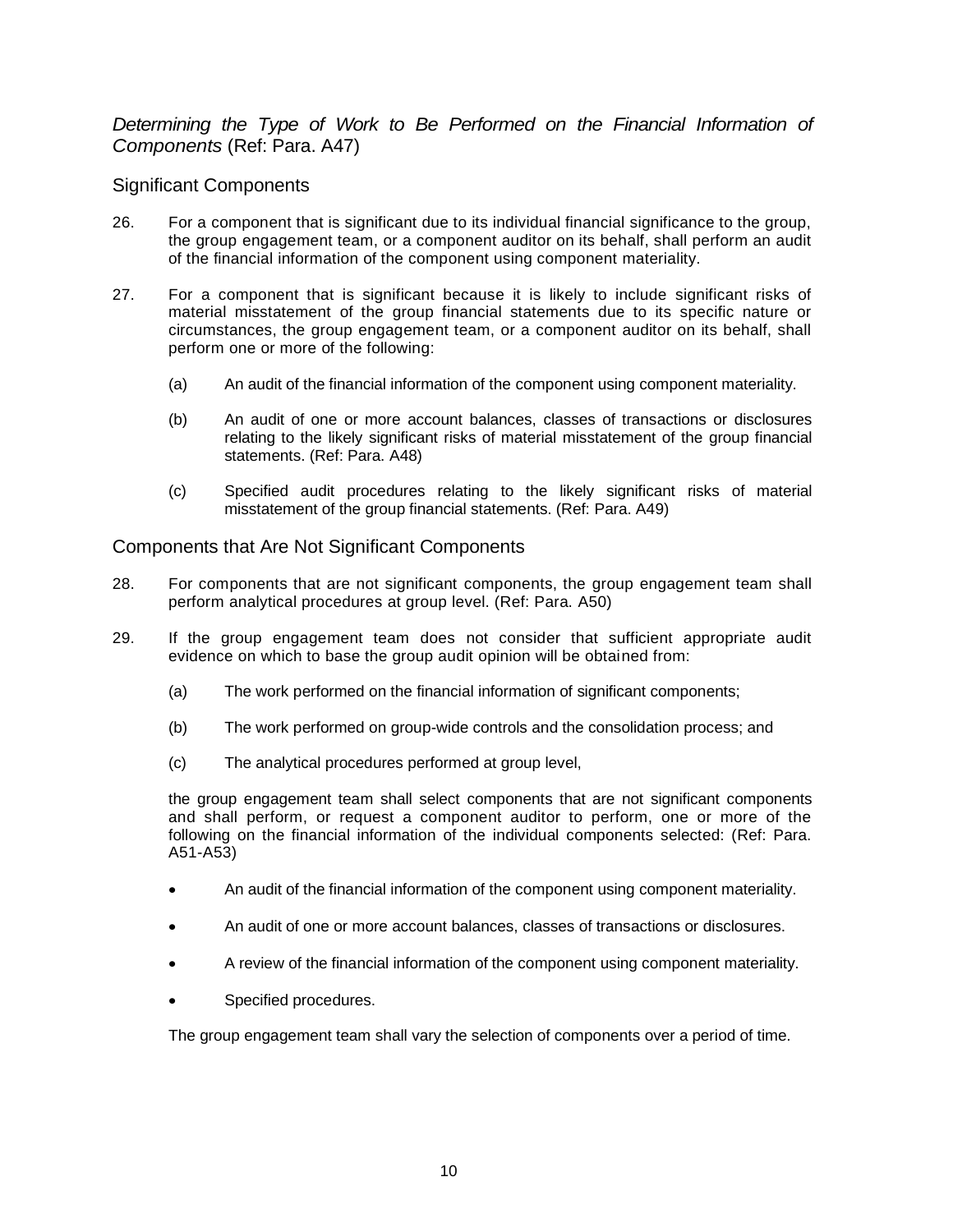### *Determining the Type of Work to Be Performed on the Financial Information of Components* (Ref: Para. A47)

#### Significant Components

26. For a component that is significant due to its individual financial significance to the group, the group engagement team, or a component auditor on its behalf, shall perform an audit of the financial information of the component using component materiality.

27. For a component that is significant because it is likely to include significant risks of material misstatement of the group financial statements due to its specific nature or circumstances, the group engagement team, or a component auditor on its behalf, shall perform one or more of the following:

    (a) An audit of the financial information of the component using component materiality.

    (b) An audit of one or more account balances, classes of transactions or disclosures relating to the likely significant risks of material misstatement of the group financial statements. (Ref: Para. A48)

    (c) Specified audit procedures relating to the likely significant risks of material misstatement of the group financial statements. (Ref: Para. A49)

#### Components that Are Not Significant Components

28. For components that are not significant components, the group engagement team shall perform analytical procedures at group level. (Ref: Para. A50)

29. If the group engagement team does not consider that sufficient appropriate audit evidence on which to base the group audit opinion will be obtained from:

    (a) The work performed on the financial information of significant components;

    (b) The work performed on group-wide controls and the consolidation process; and

    (c) The analytical procedures performed at group level,

    the group engagement team shall select components that are not significant components and shall perform, or request a component auditor to perform, one or more of the following on the financial information of the individual components selected: (Ref: Para. A51-A53)

    - An audit of the financial information of the component using component materiality.
    - An audit of one or more account balances, classes of transactions or disclosures.
    - A review of the financial information of the component using component materiality.
    - Specified procedures.

    The group engagement team shall vary the selection of components over a period of time.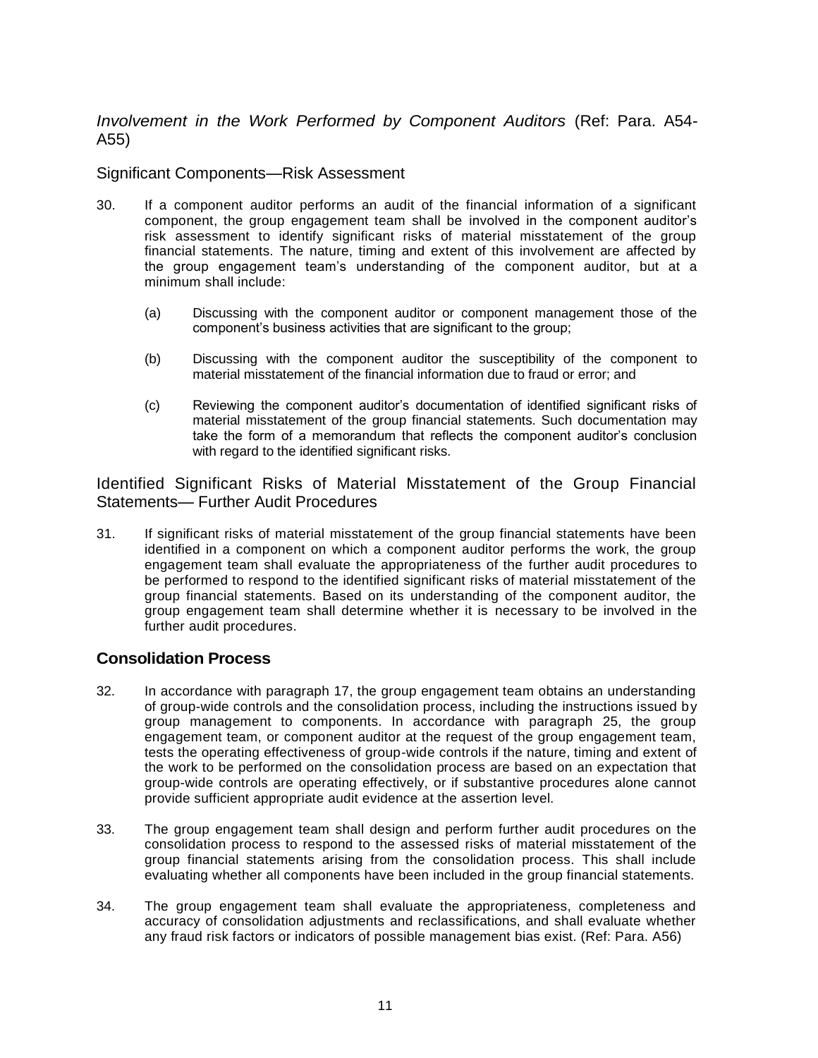### *Involvement in the Work Performed by Component Auditors* (Ref: Para. A54-A55)

#### Significant Components—Risk Assessment

30. If a component auditor performs an audit of the financial information of a significant component, the group engagement team shall be involved in the component auditor's risk assessment to identify significant risks of material misstatement of the group financial statements. The nature, timing and extent of this involvement are affected by the group engagement team's understanding of the component auditor, but at a minimum shall include:

    (a) Discussing with the component auditor or component management those of the component's business activities that are significant to the group;

    (b) Discussing with the component auditor the susceptibility of the component to material misstatement of the financial information due to fraud or error; and

    (c) Reviewing the component auditor's documentation of identified significant risks of material misstatement of the group financial statements. Such documentation may take the form of a memorandum that reflects the component auditor's conclusion with regard to the identified significant risks.

#### Identified Significant Risks of Material Misstatement of the Group Financial Statements— Further Audit Procedures

31. If significant risks of material misstatement of the group financial statements have been identified in a component on which a component auditor performs the work, the group engagement team shall evaluate the appropriateness of the further audit procedures to be performed to respond to the identified significant risks of material misstatement of the group financial statements. Based on its understanding of the component auditor, the group engagement team shall determine whether it is necessary to be involved in the further audit procedures.

## Consolidation Process

32. In accordance with paragraph 17, the group engagement team obtains an understanding of group-wide controls and the consolidation process, including the instructions issued by group management to components. In accordance with paragraph 25, the group engagement team, or component auditor at the request of the group engagement team, tests the operating effectiveness of group-wide controls if the nature, timing and extent of the work to be performed on the consolidation process are based on an expectation that group-wide controls are operating effectively, or if substantive procedures alone cannot provide sufficient appropriate audit evidence at the assertion level.

33. The group engagement team shall design and perform further audit procedures on the consolidation process to respond to the assessed risks of material misstatement of the group financial statements arising from the consolidation process. This shall include evaluating whether all components have been included in the group financial statements.

34. The group engagement team shall evaluate the appropriateness, completeness and accuracy of consolidation adjustments and reclassifications, and shall evaluate whether any fraud risk factors or indicators of possible management bias exist. (Ref: Para. A56)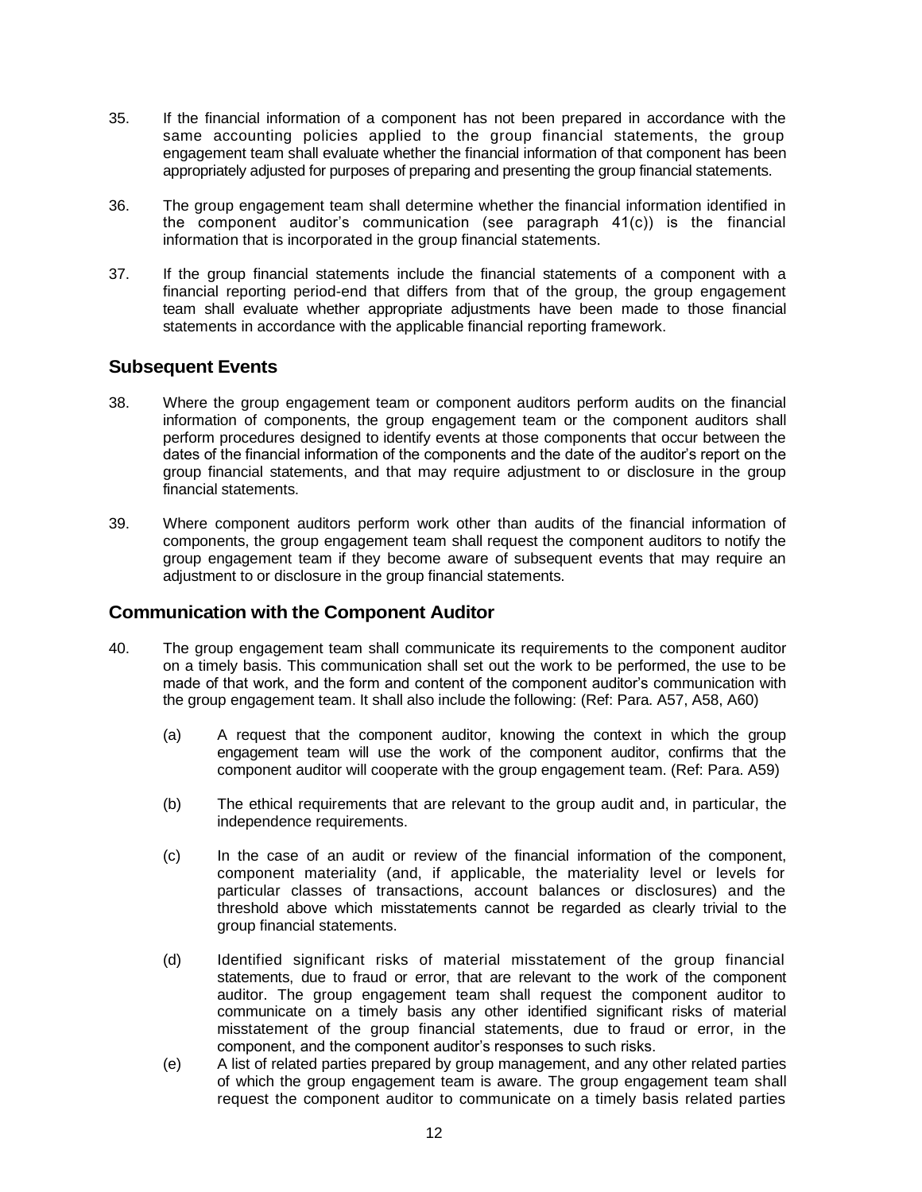35. If the financial information of a component has not been prepared in accordance with the same accounting policies applied to the group financial statements, the group engagement team shall evaluate whether the financial information of that component has been appropriately adjusted for purposes of preparing and presenting the group financial statements.

36. The group engagement team shall determine whether the financial information identified in the component auditor's communication (see paragraph 41(c)) is the financial information that is incorporated in the group financial statements.

37. If the group financial statements include the financial statements of a component with a financial reporting period-end that differs from that of the group, the group engagement team shall evaluate whether appropriate adjustments have been made to those financial statements in accordance with the applicable financial reporting framework.

## Subsequent Events

38. Where the group engagement team or component auditors perform audits on the financial information of components, the group engagement team or the component auditors shall perform procedures designed to identify events at those components that occur between the dates of the financial information of the components and the date of the auditor's report on the group financial statements, and that may require adjustment to or disclosure in the group financial statements.

39. Where component auditors perform work other than audits of the financial information of components, the group engagement team shall request the component auditors to notify the group engagement team if they become aware of subsequent events that may require an adjustment to or disclosure in the group financial statements.

## Communication with the Component Auditor

40. The group engagement team shall communicate its requirements to the component auditor on a timely basis. This communication shall set out the work to be performed, the use to be made of that work, and the form and content of the component auditor's communication with the group engagement team. It shall also include the following: (Ref: Para. A57, A58, A60)

    (a) A request that the component auditor, knowing the context in which the group engagement team will use the work of the component auditor, confirms that the component auditor will cooperate with the group engagement team. (Ref: Para. A59)

    (b) The ethical requirements that are relevant to the group audit and, in particular, the independence requirements.

    (c) In the case of an audit or review of the financial information of the component, component materiality (and, if applicable, the materiality level or levels for particular classes of transactions, account balances or disclosures) and the threshold above which misstatements cannot be regarded as clearly trivial to the group financial statements.

    (d) Identified significant risks of material misstatement of the group financial statements, due to fraud or error, that are relevant to the work of the component auditor. The group engagement team shall request the component auditor to communicate on a timely basis any other identified significant risks of material misstatement of the group financial statements, due to fraud or error, in the component, and the component auditor's responses to such risks.

    (e) A list of related parties prepared by group management, and any other related parties of which the group engagement team is aware. The group engagement team shall request the component auditor to communicate on a timely basis related parties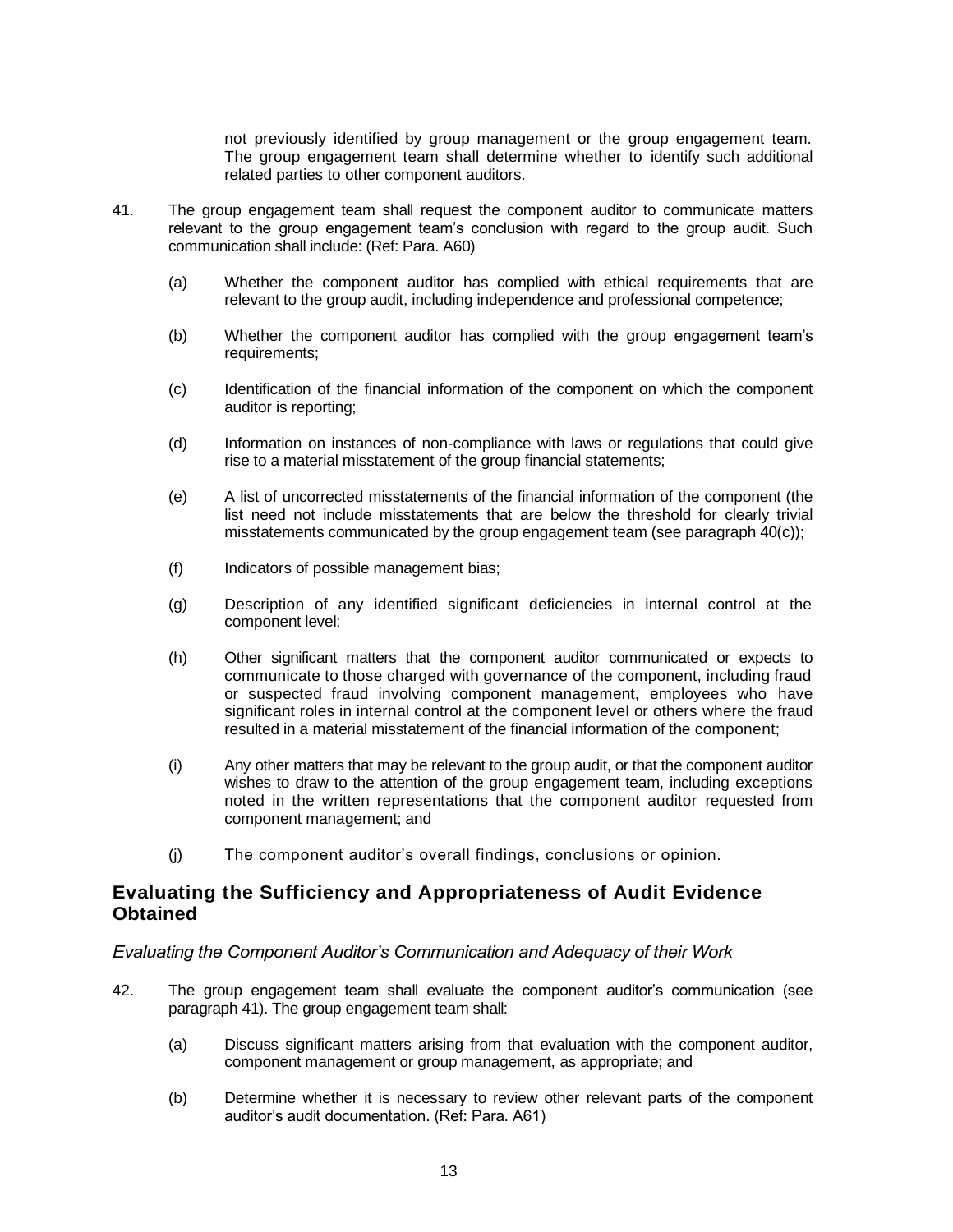not previously identified by group management or the group engagement team. The group engagement team shall determine whether to identify such additional related parties to other component auditors.

41. The group engagement team shall request the component auditor to communicate matters relevant to the group engagement team's conclusion with regard to the group audit. Such communication shall include: (Ref: Para. A60)

    (a) Whether the component auditor has complied with ethical requirements that are relevant to the group audit, including independence and professional competence;

    (b) Whether the component auditor has complied with the group engagement team's requirements;

    (c) Identification of the financial information of the component on which the component auditor is reporting;

    (d) Information on instances of non-compliance with laws or regulations that could give rise to a material misstatement of the group financial statements;

    (e) A list of uncorrected misstatements of the financial information of the component (the list need not include misstatements that are below the threshold for clearly trivial misstatements communicated by the group engagement team (see paragraph 40(c));

    (f) Indicators of possible management bias;

    (g) Description of any identified significant deficiencies in internal control at the component level;

    (h) Other significant matters that the component auditor communicated or expects to communicate to those charged with governance of the component, including fraud or suspected fraud involving component management, employees who have significant roles in internal control at the component level or others where the fraud resulted in a material misstatement of the financial information of the component;

    (i) Any other matters that may be relevant to the group audit, or that the component auditor wishes to draw to the attention of the group engagement team, including exceptions noted in the written representations that the component auditor requested from component management; and

    (j) The component auditor's overall findings, conclusions or opinion.

## Evaluating the Sufficiency and Appropriateness of Audit Evidence Obtained

### *Evaluating the Component Auditor's Communication and Adequacy of their Work*

42. The group engagement team shall evaluate the component auditor's communication (see paragraph 41). The group engagement team shall:

    (a) Discuss significant matters arising from that evaluation with the component auditor, component management or group management, as appropriate; and

    (b) Determine whether it is necessary to review other relevant parts of the component auditor's audit documentation. (Ref: Para. A61)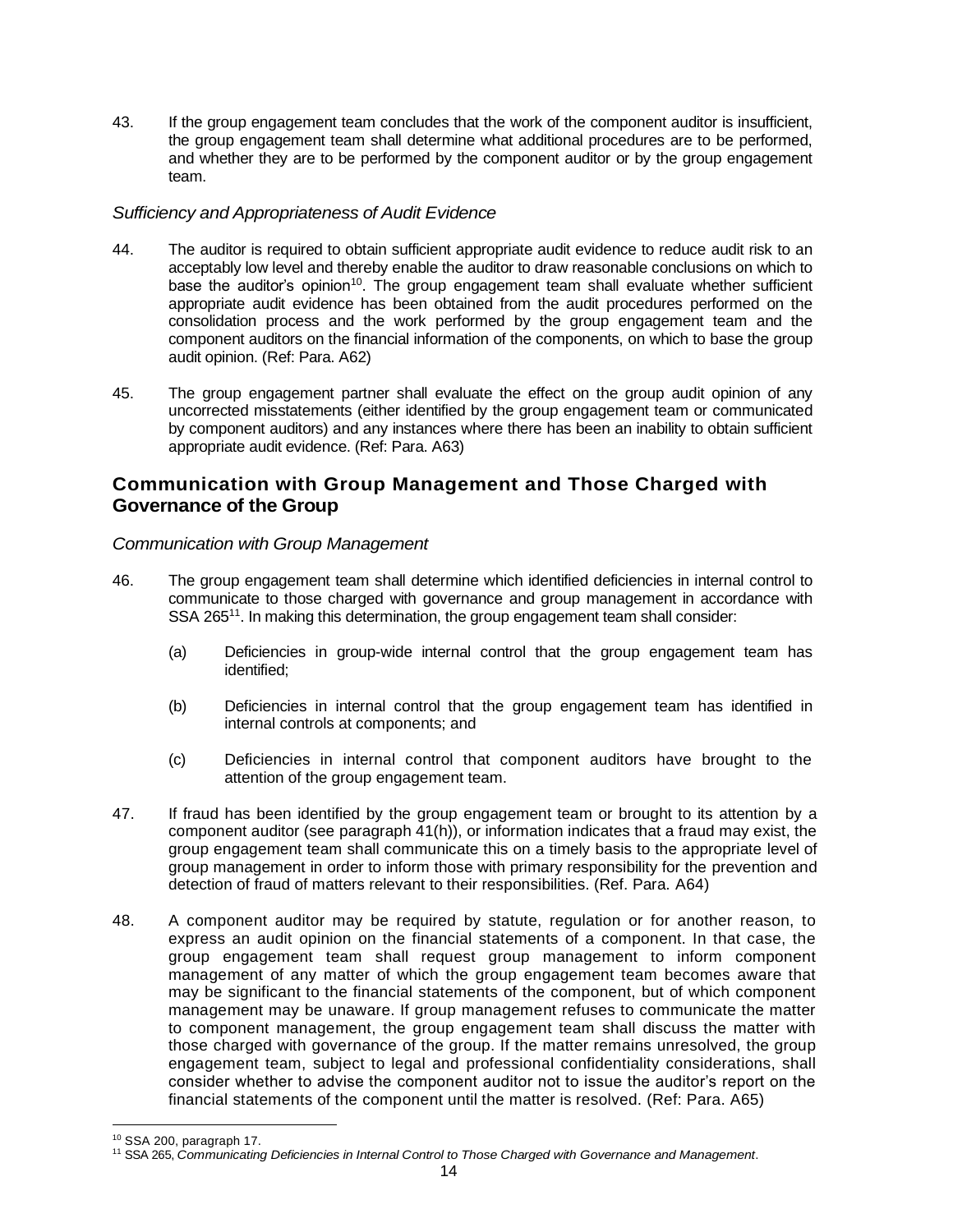43. If the group engagement team concludes that the work of the component auditor is insufficient, the group engagement team shall determine what additional procedures are to be performed, and whether they are to be performed by the component auditor or by the group engagement team.

*Sufficiency and Appropriateness of Audit Evidence*

44. The auditor is required to obtain sufficient appropriate audit evidence to reduce audit risk to an acceptably low level and thereby enable the auditor to draw reasonable conclusions on which to base the auditor's opinion[10]. The group engagement team shall evaluate whether sufficient appropriate audit evidence has been obtained from the audit procedures performed on the consolidation process and the work performed by the group engagement team and the component auditors on the financial information of the components, on which to base the group audit opinion. (Ref: Para. A62)

45. The group engagement partner shall evaluate the effect on the group audit opinion of any uncorrected misstatements (either identified by the group engagement team or communicated by component auditors) and any instances where there has been an inability to obtain sufficient appropriate audit evidence. (Ref: Para. A63)

## Communication with Group Management and Those Charged with Governance of the Group

*Communication with Group Management*

46. The group engagement team shall determine which identified deficiencies in internal control to communicate to those charged with governance and group management in accordance with SSA 265[11]. In making this determination, the group engagement team shall consider:

    (a) Deficiencies in group-wide internal control that the group engagement team has identified;

    (b) Deficiencies in internal control that the group engagement team has identified in internal controls at components; and

    (c) Deficiencies in internal control that component auditors have brought to the attention of the group engagement team.

47. If fraud has been identified by the group engagement team or brought to its attention by a component auditor (see paragraph 41(h)), or information indicates that a fraud may exist, the group engagement team shall communicate this on a timely basis to the appropriate level of group management in order to inform those with primary responsibility for the prevention and detection of fraud of matters relevant to their responsibilities. (Ref. Para. A64)

48. A component auditor may be required by statute, regulation or for another reason, to express an audit opinion on the financial statements of a component. In that case, the group engagement team shall request group management to inform component management of any matter of which the group engagement team becomes aware that may be significant to the financial statements of the component, but of which component management may be unaware. If group management refuses to communicate the matter to component management, the group engagement team shall discuss the matter with those charged with governance of the group. If the matter remains unresolved, the group engagement team, subject to legal and professional confidentiality considerations, shall consider whether to advise the component auditor not to issue the auditor's report on the financial statements of the component until the matter is resolved. (Ref: Para. A65)

---

[10] SSA 200, paragraph 17.

[11] SSA 265, *Communicating Deficiencies in Internal Control to Those Charged with Governance and Management*.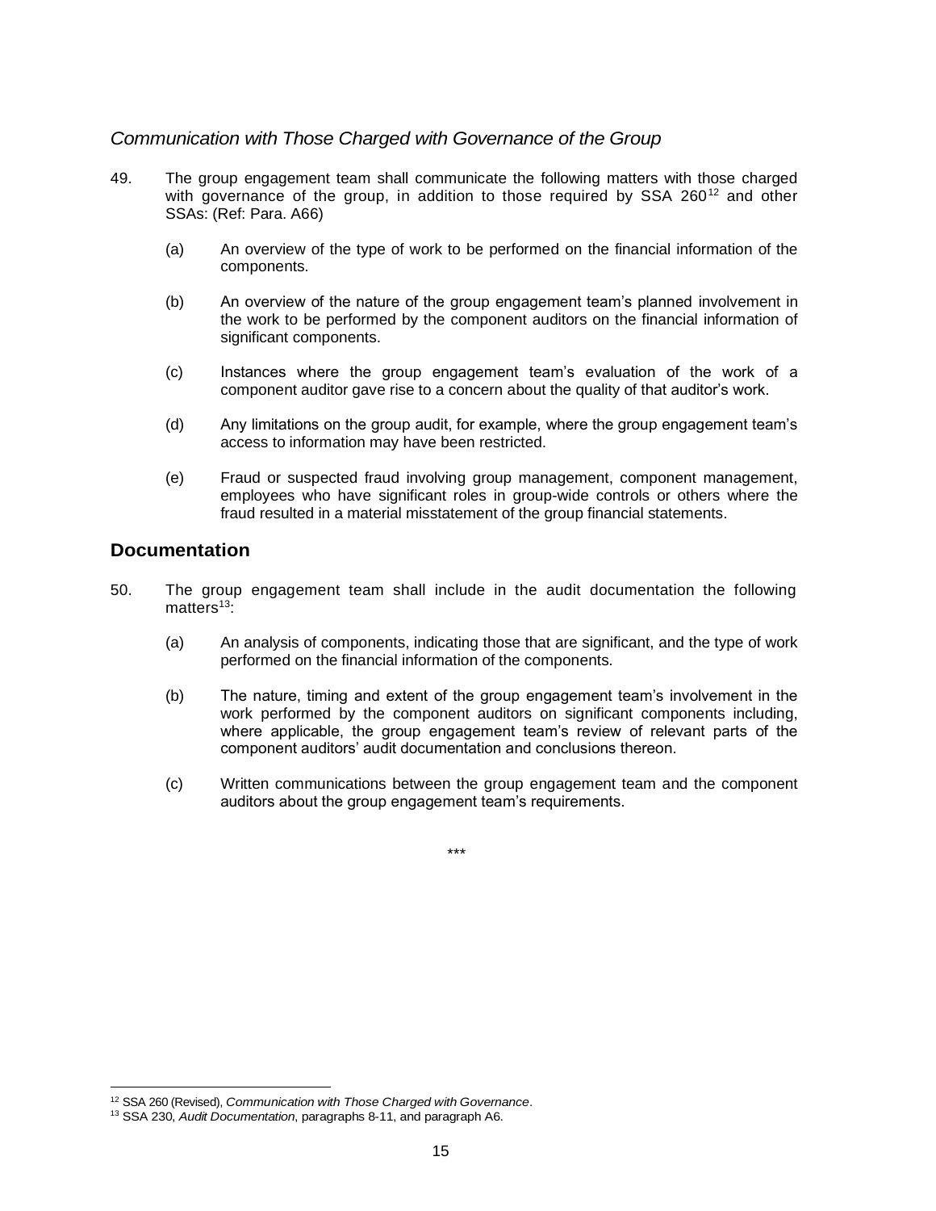### *Communication with Those Charged with Governance of the Group*

49. The group engagement team shall communicate the following matters with those charged with governance of the group, in addition to those required by SSA 260[12] and other SSAs: (Ref: Para. A66)

    (a) An overview of the type of work to be performed on the financial information of the components.

    (b) An overview of the nature of the group engagement team's planned involvement in the work to be performed by the component auditors on the financial information of significant components.

    (c) Instances where the group engagement team's evaluation of the work of a component auditor gave rise to a concern about the quality of that auditor's work.

    (d) Any limitations on the group audit, for example, where the group engagement team's access to information may have been restricted.

    (e) Fraud or suspected fraud involving group management, component management, employees who have significant roles in group-wide controls or others where the fraud resulted in a material misstatement of the group financial statements.

## Documentation

50. The group engagement team shall include in the audit documentation the following matters[13]:

    (a) An analysis of components, indicating those that are significant, and the type of work performed on the financial information of the components.

    (b) The nature, timing and extent of the group engagement team's involvement in the work performed by the component auditors on significant components including, where applicable, the group engagement team's review of relevant parts of the component auditors' audit documentation and conclusions thereon.

    (c) Written communications between the group engagement team and the component auditors about the group engagement team's requirements.

\*\*\*

---

[12] SSA 260 (Revised), *Communication with Those Charged with Governance*.

[13] SSA 230, *Audit Documentation*, paragraphs 8-11, and paragraph A6.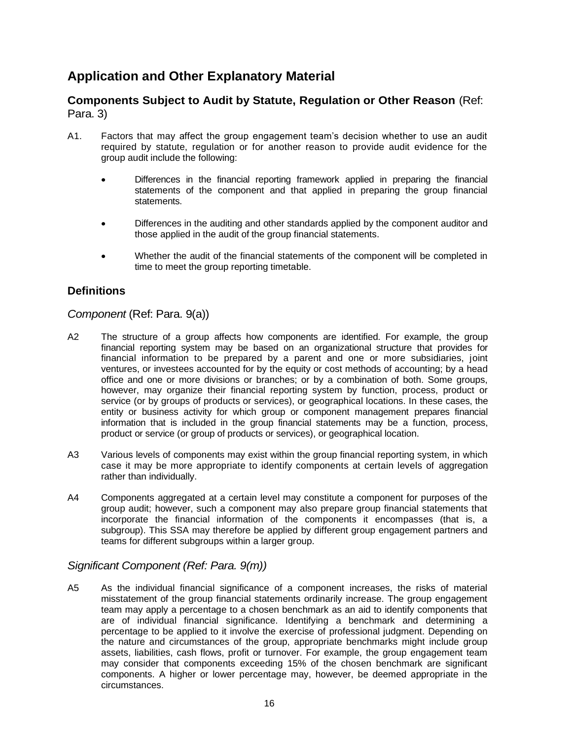## Application and Other Explanatory Material

### Components Subject to Audit by Statute, Regulation or Other Reason (Ref: Para. 3)

A1. Factors that may affect the group engagement team's decision whether to use an audit required by statute, regulation or for another reason to provide audit evidence for the group audit include the following:

- Differences in the financial reporting framework applied in preparing the financial statements of the component and that applied in preparing the group financial statements.
- Differences in the auditing and other standards applied by the component auditor and those applied in the audit of the group financial statements.
- Whether the audit of the financial statements of the component will be completed in time to meet the group reporting timetable.

### Definitions

#### *Component* (Ref: Para. 9(a))

A2 The structure of a group affects how components are identified. For example, the group financial reporting system may be based on an organizational structure that provides for financial information to be prepared by a parent and one or more subsidiaries, joint ventures, or investees accounted for by the equity or cost methods of accounting; by a head office and one or more divisions or branches; or by a combination of both. Some groups, however, may organize their financial reporting system by function, process, product or service (or by groups of products or services), or geographical locations. In these cases, the entity or business activity for which group or component management prepares financial information that is included in the group financial statements may be a function, process, product or service (or group of products or services), or geographical location.

A3 Various levels of components may exist within the group financial reporting system, in which case it may be more appropriate to identify components at certain levels of aggregation rather than individually.

A4 Components aggregated at a certain level may constitute a component for purposes of the group audit; however, such a component may also prepare group financial statements that incorporate the financial information of the components it encompasses (that is, a subgroup). This SSA may therefore be applied by different group engagement partners and teams for different subgroups within a larger group.

#### *Significant Component (Ref: Para. 9(m))*

A5 As the individual financial significance of a component increases, the risks of material misstatement of the group financial statements ordinarily increase. The group engagement team may apply a percentage to a chosen benchmark as an aid to identify components that are of individual financial significance. Identifying a benchmark and determining a percentage to be applied to it involve the exercise of professional judgment. Depending on the nature and circumstances of the group, appropriate benchmarks might include group assets, liabilities, cash flows, profit or turnover. For example, the group engagement team may consider that components exceeding 15% of the chosen benchmark are significant components. A higher or lower percentage may, however, be deemed appropriate in the circumstances.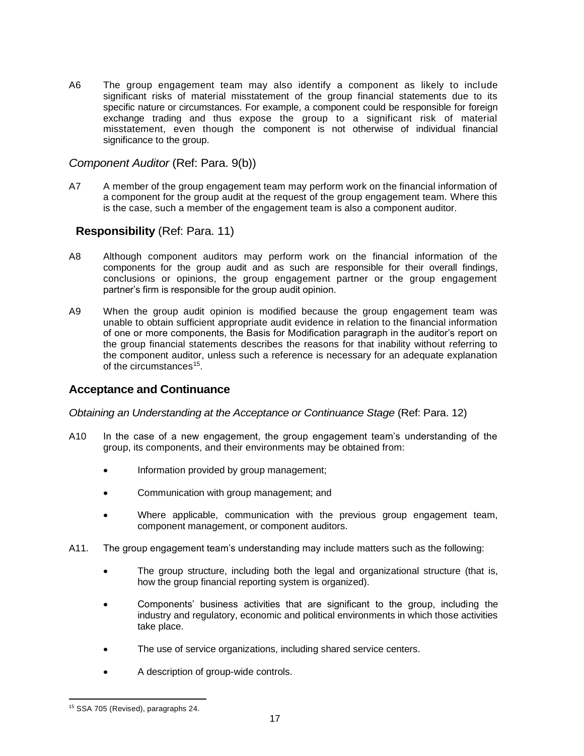A6 The group engagement team may also identify a component as likely to include significant risks of material misstatement of the group financial statements due to its specific nature or circumstances. For example, a component could be responsible for foreign exchange trading and thus expose the group to a significant risk of material misstatement, even though the component is not otherwise of individual financial significance to the group.

### *Component Auditor* (Ref: Para. 9(b))

A7 A member of the group engagement team may perform work on the financial information of a component for the group audit at the request of the group engagement team. Where this is the case, such a member of the engagement team is also a component auditor.

## **Responsibility** (Ref: Para. 11)

A8 Although component auditors may perform work on the financial information of the components for the group audit and as such are responsible for their overall findings, conclusions or opinions, the group engagement partner or the group engagement partner's firm is responsible for the group audit opinion.

A9 When the group audit opinion is modified because the group engagement team was unable to obtain sufficient appropriate audit evidence in relation to the financial information of one or more components, the Basis for Modification paragraph in the auditor's report on the group financial statements describes the reasons for that inability without referring to the component auditor, unless such a reference is necessary for an adequate explanation of the circumstances[15].

## **Acceptance and Continuance**

### *Obtaining an Understanding at the Acceptance or Continuance Stage* (Ref: Para. 12)

A10 In the case of a new engagement, the group engagement team's understanding of the group, its components, and their environments may be obtained from:

- Information provided by group management;
- Communication with group management; and
- Where applicable, communication with the previous group engagement team, component management, or component auditors.

A11. The group engagement team's understanding may include matters such as the following:

- The group structure, including both the legal and organizational structure (that is, how the group financial reporting system is organized).
- Components' business activities that are significant to the group, including the industry and regulatory, economic and political environments in which those activities take place.
- The use of service organizations, including shared service centers.
- A description of group-wide controls.

[15] SSA 705 (Revised), paragraphs 24.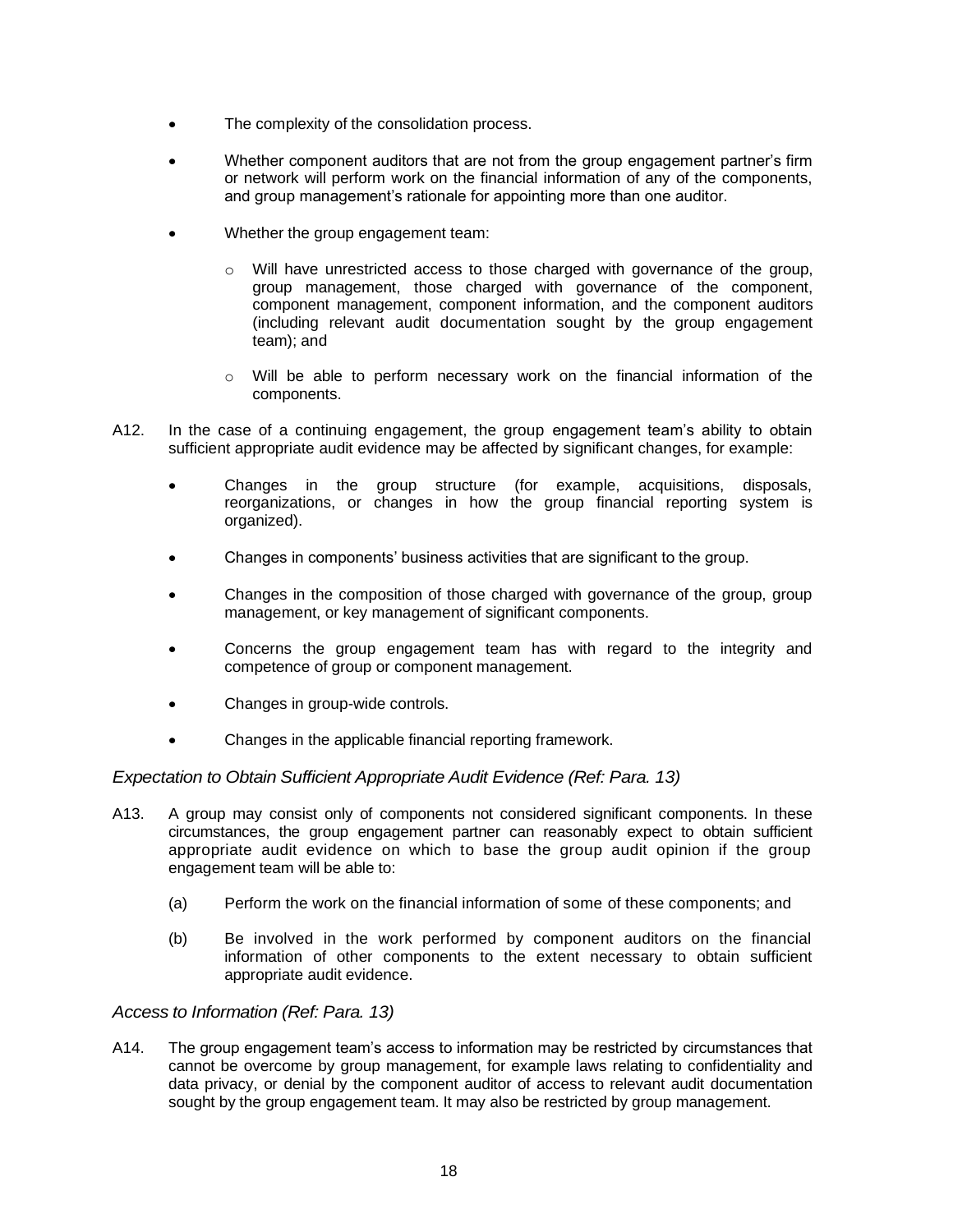- The complexity of the consolidation process.
- Whether component auditors that are not from the group engagement partner's firm or network will perform work on the financial information of any of the components, and group management's rationale for appointing more than one auditor.
- Whether the group engagement team:
  - Will have unrestricted access to those charged with governance of the group, group management, those charged with governance of the component, component management, component information, and the component auditors (including relevant audit documentation sought by the group engagement team); and
  - Will be able to perform necessary work on the financial information of the components.

A12. In the case of a continuing engagement, the group engagement team's ability to obtain sufficient appropriate audit evidence may be affected by significant changes, for example:

- Changes in the group structure (for example, acquisitions, disposals, reorganizations, or changes in how the group financial reporting system is organized).
- Changes in components' business activities that are significant to the group.
- Changes in the composition of those charged with governance of the group, group management, or key management of significant components.
- Concerns the group engagement team has with regard to the integrity and competence of group or component management.
- Changes in group-wide controls.
- Changes in the applicable financial reporting framework.

*Expectation to Obtain Sufficient Appropriate Audit Evidence (Ref: Para. 13)*

A13. A group may consist only of components not considered significant components. In these circumstances, the group engagement partner can reasonably expect to obtain sufficient appropriate audit evidence on which to base the group audit opinion if the group engagement team will be able to:

(a) Perform the work on the financial information of some of these components; and

(b) Be involved in the work performed by component auditors on the financial information of other components to the extent necessary to obtain sufficient appropriate audit evidence.

*Access to Information (Ref: Para. 13)*

A14. The group engagement team's access to information may be restricted by circumstances that cannot be overcome by group management, for example laws relating to confidentiality and data privacy, or denial by the component auditor of access to relevant audit documentation sought by the group engagement team. It may also be restricted by group management.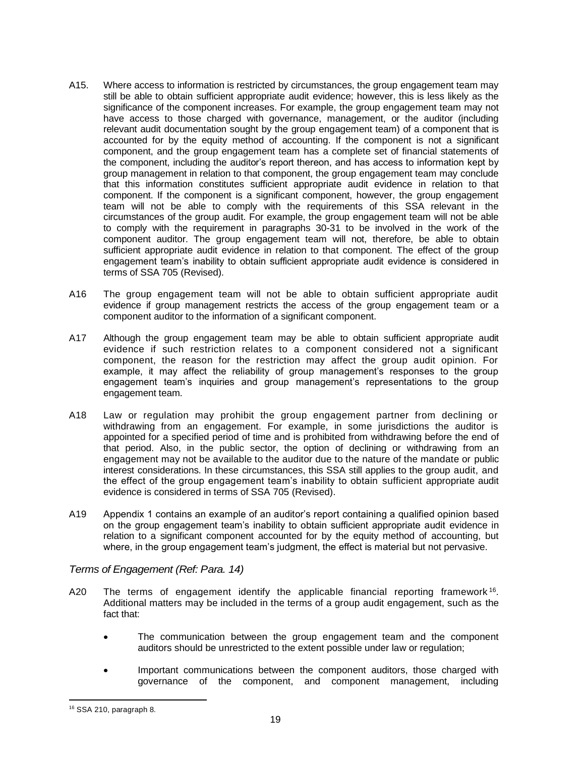A15. Where access to information is restricted by circumstances, the group engagement team may still be able to obtain sufficient appropriate audit evidence; however, this is less likely as the significance of the component increases. For example, the group engagement team may not have access to those charged with governance, management, or the auditor (including relevant audit documentation sought by the group engagement team) of a component that is accounted for by the equity method of accounting. If the component is not a significant component, and the group engagement team has a complete set of financial statements of the component, including the auditor's report thereon, and has access to information kept by group management in relation to that component, the group engagement team may conclude that this information constitutes sufficient appropriate audit evidence in relation to that component. If the component is a significant component, however, the group engagement team will not be able to comply with the requirements of this SSA relevant in the circumstances of the group audit. For example, the group engagement team will not be able to comply with the requirement in paragraphs 30-31 to be involved in the work of the component auditor. The group engagement team will not, therefore, be able to obtain sufficient appropriate audit evidence in relation to that component. The effect of the group engagement team's inability to obtain sufficient appropriate audit evidence is considered in terms of SSA 705 (Revised).

A16 The group engagement team will not be able to obtain sufficient appropriate audit evidence if group management restricts the access of the group engagement team or a component auditor to the information of a significant component.

A17 Although the group engagement team may be able to obtain sufficient appropriate audit evidence if such restriction relates to a component considered not a significant component, the reason for the restriction may affect the group audit opinion. For example, it may affect the reliability of group management's responses to the group engagement team's inquiries and group management's representations to the group engagement team.

A18 Law or regulation may prohibit the group engagement partner from declining or withdrawing from an engagement. For example, in some jurisdictions the auditor is appointed for a specified period of time and is prohibited from withdrawing before the end of that period. Also, in the public sector, the option of declining or withdrawing from an engagement may not be available to the auditor due to the nature of the mandate or public interest considerations. In these circumstances, this SSA still applies to the group audit, and the effect of the group engagement team's inability to obtain sufficient appropriate audit evidence is considered in terms of SSA 705 (Revised).

A19 Appendix 1 contains an example of an auditor's report containing a qualified opinion based on the group engagement team's inability to obtain sufficient appropriate audit evidence in relation to a significant component accounted for by the equity method of accounting, but where, in the group engagement team's judgment, the effect is material but not pervasive.

*Terms of Engagement (Ref: Para. 14)*

A20 The terms of engagement identify the applicable financial reporting framework[16]. Additional matters may be included in the terms of a group audit engagement, such as the fact that:

- The communication between the group engagement team and the component auditors should be unrestricted to the extent possible under law or regulation;
- Important communications between the component auditors, those charged with governance of the component, and component management, including

[16] SSA 210, paragraph 8.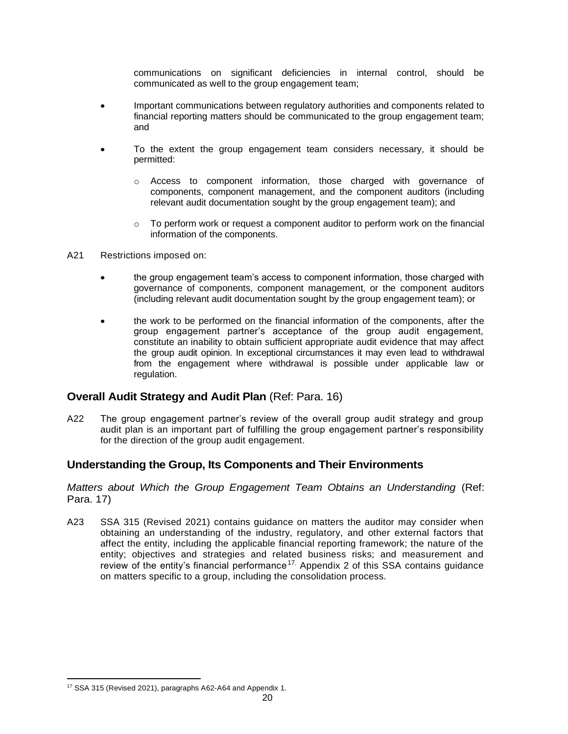communications on significant deficiencies in internal control, should be communicated as well to the group engagement team;

- Important communications between regulatory authorities and components related to financial reporting matters should be communicated to the group engagement team; and
- To the extent the group engagement team considers necessary, it should be permitted:
  - Access to component information, those charged with governance of components, component management, and the component auditors (including relevant audit documentation sought by the group engagement team); and
  - To perform work or request a component auditor to perform work on the financial information of the components.

A21 Restrictions imposed on:

- the group engagement team's access to component information, those charged with governance of components, component management, or the component auditors (including relevant audit documentation sought by the group engagement team); or
- the work to be performed on the financial information of the components, after the group engagement partner's acceptance of the group audit engagement, constitute an inability to obtain sufficient appropriate audit evidence that may affect the group audit opinion. In exceptional circumstances it may even lead to withdrawal from the engagement where withdrawal is possible under applicable law or regulation.

## **Overall Audit Strategy and Audit Plan** (Ref: Para. 16)

A22 The group engagement partner's review of the overall group audit strategy and group audit plan is an important part of fulfilling the group engagement partner's responsibility for the direction of the group audit engagement.

## Understanding the Group, Its Components and Their Environments

*Matters about Which the Group Engagement Team Obtains an Understanding* (Ref: Para. 17)

A23 SSA 315 (Revised 2021) contains guidance on matters the auditor may consider when obtaining an understanding of the industry, regulatory, and other external factors that affect the entity, including the applicable financial reporting framework; the nature of the entity; objectives and strategies and related business risks; and measurement and review of the entity's financial performance[17]. Appendix 2 of this SSA contains guidance on matters specific to a group, including the consolidation process.

---

[17] SSA 315 (Revised 2021), paragraphs A62-A64 and Appendix 1.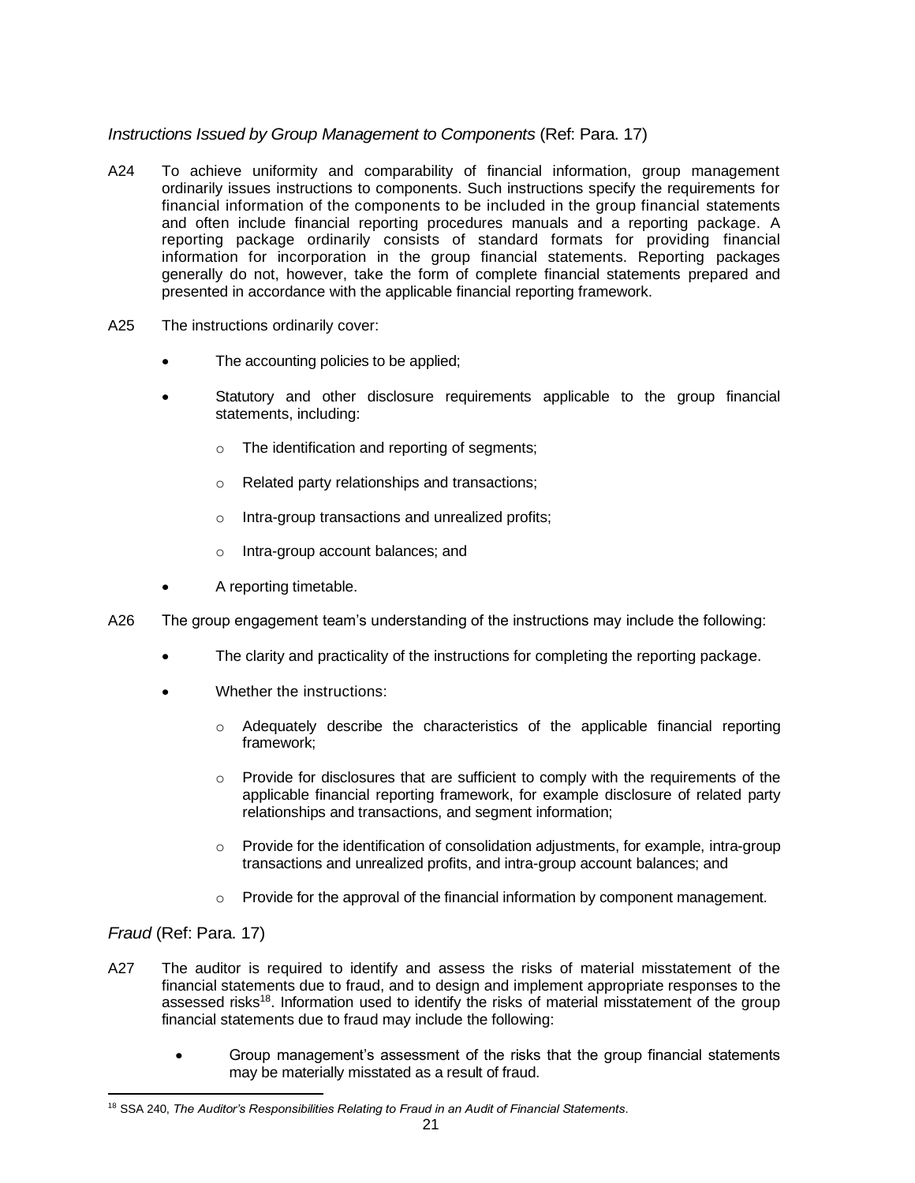*Instructions Issued by Group Management to Components* (Ref: Para. 17)

A24 To achieve uniformity and comparability of financial information, group management ordinarily issues instructions to components. Such instructions specify the requirements for financial information of the components to be included in the group financial statements and often include financial reporting procedures manuals and a reporting package. A reporting package ordinarily consists of standard formats for providing financial information for incorporation in the group financial statements. Reporting packages generally do not, however, take the form of complete financial statements prepared and presented in accordance with the applicable financial reporting framework.

A25 The instructions ordinarily cover:

- The accounting policies to be applied;
- Statutory and other disclosure requirements applicable to the group financial statements, including:
  - The identification and reporting of segments;
  - Related party relationships and transactions;
  - Intra-group transactions and unrealized profits;
  - Intra-group account balances; and
- A reporting timetable.

A26 The group engagement team's understanding of the instructions may include the following:

- The clarity and practicality of the instructions for completing the reporting package.
- Whether the instructions:
  - Adequately describe the characteristics of the applicable financial reporting framework;
  - Provide for disclosures that are sufficient to comply with the requirements of the applicable financial reporting framework, for example disclosure of related party relationships and transactions, and segment information;
  - Provide for the identification of consolidation adjustments, for example, intra-group transactions and unrealized profits, and intra-group account balances; and
  - Provide for the approval of the financial information by component management.

*Fraud* (Ref: Para. 17)

A27 The auditor is required to identify and assess the risks of material misstatement of the financial statements due to fraud, and to design and implement appropriate responses to the assessed risks[18]. Information used to identify the risks of material misstatement of the group financial statements due to fraud may include the following:

- Group management's assessment of the risks that the group financial statements may be materially misstated as a result of fraud.

[18] SSA 240, *The Auditor's Responsibilities Relating to Fraud in an Audit of Financial Statements*.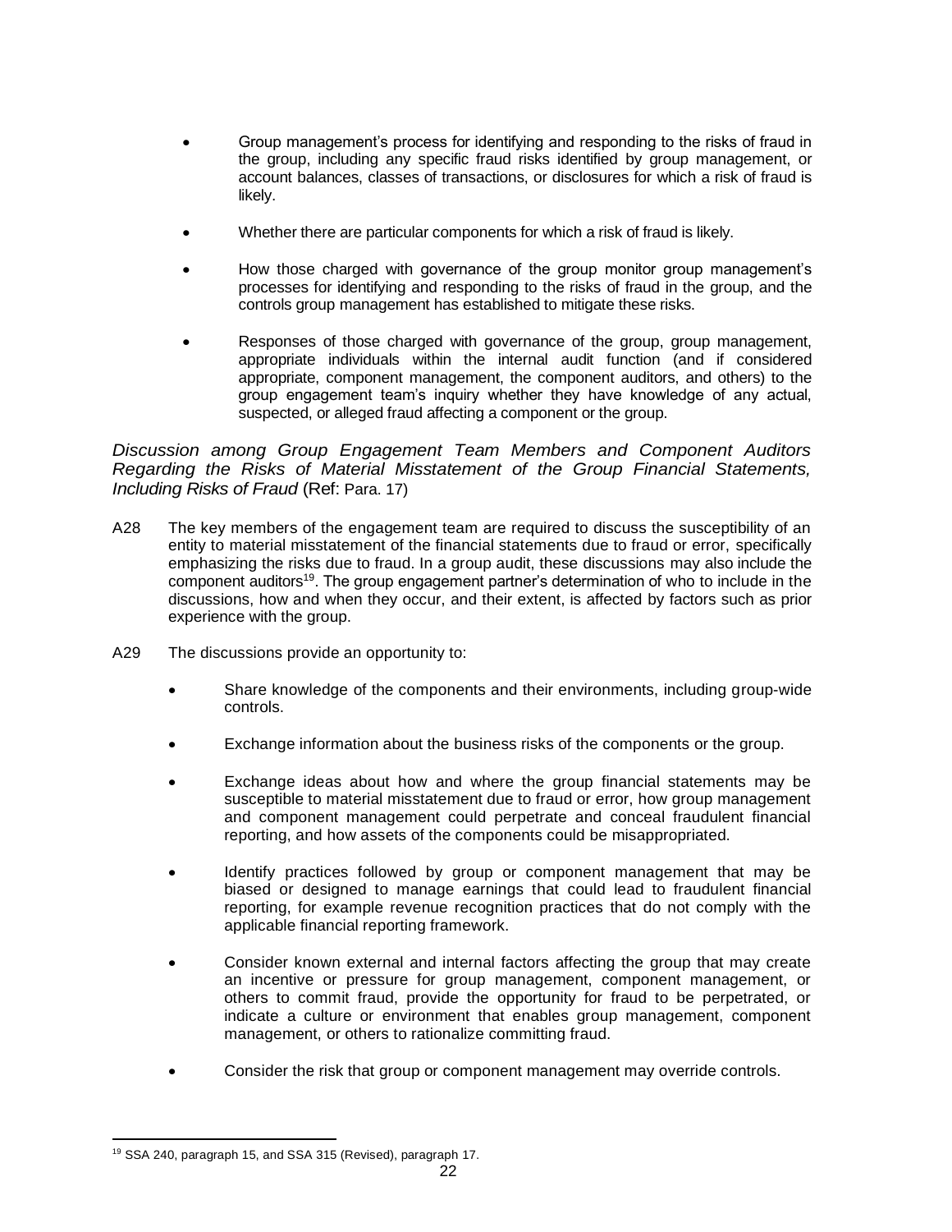- Group management's process for identifying and responding to the risks of fraud in the group, including any specific fraud risks identified by group management, or account balances, classes of transactions, or disclosures for which a risk of fraud is likely.
- Whether there are particular components for which a risk of fraud is likely.
- How those charged with governance of the group monitor group management's processes for identifying and responding to the risks of fraud in the group, and the controls group management has established to mitigate these risks.
- Responses of those charged with governance of the group, group management, appropriate individuals within the internal audit function (and if considered appropriate, component management, the component auditors, and others) to the group engagement team's inquiry whether they have knowledge of any actual, suspected, or alleged fraud affecting a component or the group.

*Discussion among Group Engagement Team Members and Component Auditors Regarding the Risks of Material Misstatement of the Group Financial Statements, Including Risks of Fraud* (Ref: Para. 17)

A28 The key members of the engagement team are required to discuss the susceptibility of an entity to material misstatement of the financial statements due to fraud or error, specifically emphasizing the risks due to fraud. In a group audit, these discussions may also include the component auditors[19]. The group engagement partner's determination of who to include in the discussions, how and when they occur, and their extent, is affected by factors such as prior experience with the group.

A29 The discussions provide an opportunity to:

- Share knowledge of the components and their environments, including group-wide controls.
- Exchange information about the business risks of the components or the group.
- Exchange ideas about how and where the group financial statements may be susceptible to material misstatement due to fraud or error, how group management and component management could perpetrate and conceal fraudulent financial reporting, and how assets of the components could be misappropriated.
- Identify practices followed by group or component management that may be biased or designed to manage earnings that could lead to fraudulent financial reporting, for example revenue recognition practices that do not comply with the applicable financial reporting framework.
- Consider known external and internal factors affecting the group that may create an incentive or pressure for group management, component management, or others to commit fraud, provide the opportunity for fraud to be perpetrated, or indicate a culture or environment that enables group management, component management, or others to rationalize committing fraud.
- Consider the risk that group or component management may override controls.

---

[19] SSA 240, paragraph 15, and SSA 315 (Revised), paragraph 17.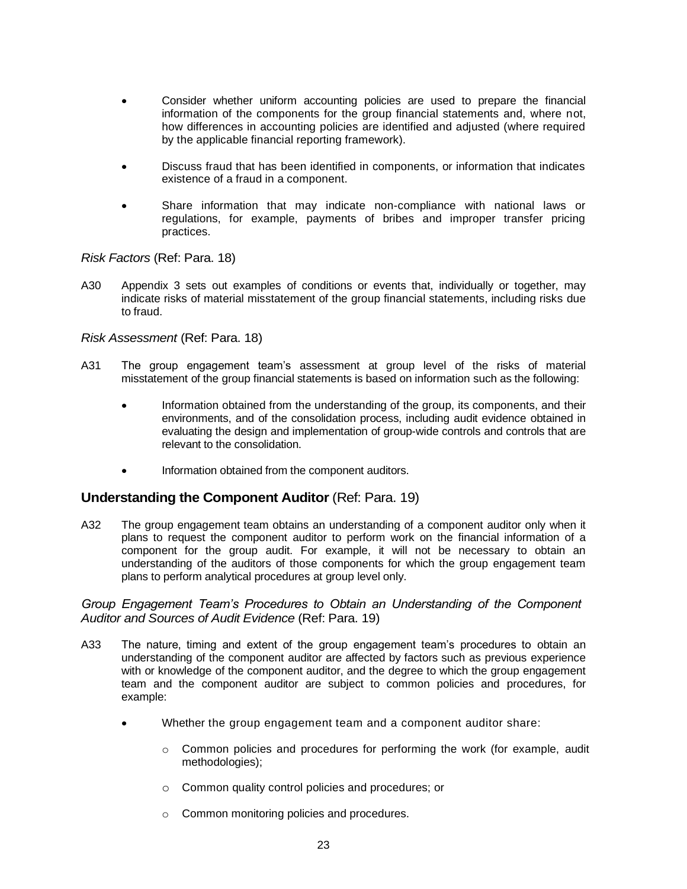- Consider whether uniform accounting policies are used to prepare the financial information of the components for the group financial statements and, where not, how differences in accounting policies are identified and adjusted (where required by the applicable financial reporting framework).

- Discuss fraud that has been identified in components, or information that indicates existence of a fraud in a component.

- Share information that may indicate non-compliance with national laws or regulations, for example, payments of bribes and improper transfer pricing practices.

*Risk Factors* (Ref: Para. 18)

A30 Appendix 3 sets out examples of conditions or events that, individually or together, may indicate risks of material misstatement of the group financial statements, including risks due to fraud.

*Risk Assessment* (Ref: Para. 18)

A31 The group engagement team's assessment at group level of the risks of material misstatement of the group financial statements is based on information such as the following:

- Information obtained from the understanding of the group, its components, and their environments, and of the consolidation process, including audit evidence obtained in evaluating the design and implementation of group-wide controls and controls that are relevant to the consolidation.

- Information obtained from the component auditors.

## **Understanding the Component Auditor** (Ref: Para. 19)

A32 The group engagement team obtains an understanding of a component auditor only when it plans to request the component auditor to perform work on the financial information of a component for the group audit. For example, it will not be necessary to obtain an understanding of the auditors of those components for which the group engagement team plans to perform analytical procedures at group level only.

*Group Engagement Team's Procedures to Obtain an Understanding of the Component Auditor and Sources of Audit Evidence* (Ref: Para. 19)

A33 The nature, timing and extent of the group engagement team's procedures to obtain an understanding of the component auditor are affected by factors such as previous experience with or knowledge of the component auditor, and the degree to which the group engagement team and the component auditor are subject to common policies and procedures, for example:

- Whether the group engagement team and a component auditor share:
  - Common policies and procedures for performing the work (for example, audit methodologies);
  - Common quality control policies and procedures; or
  - Common monitoring policies and procedures.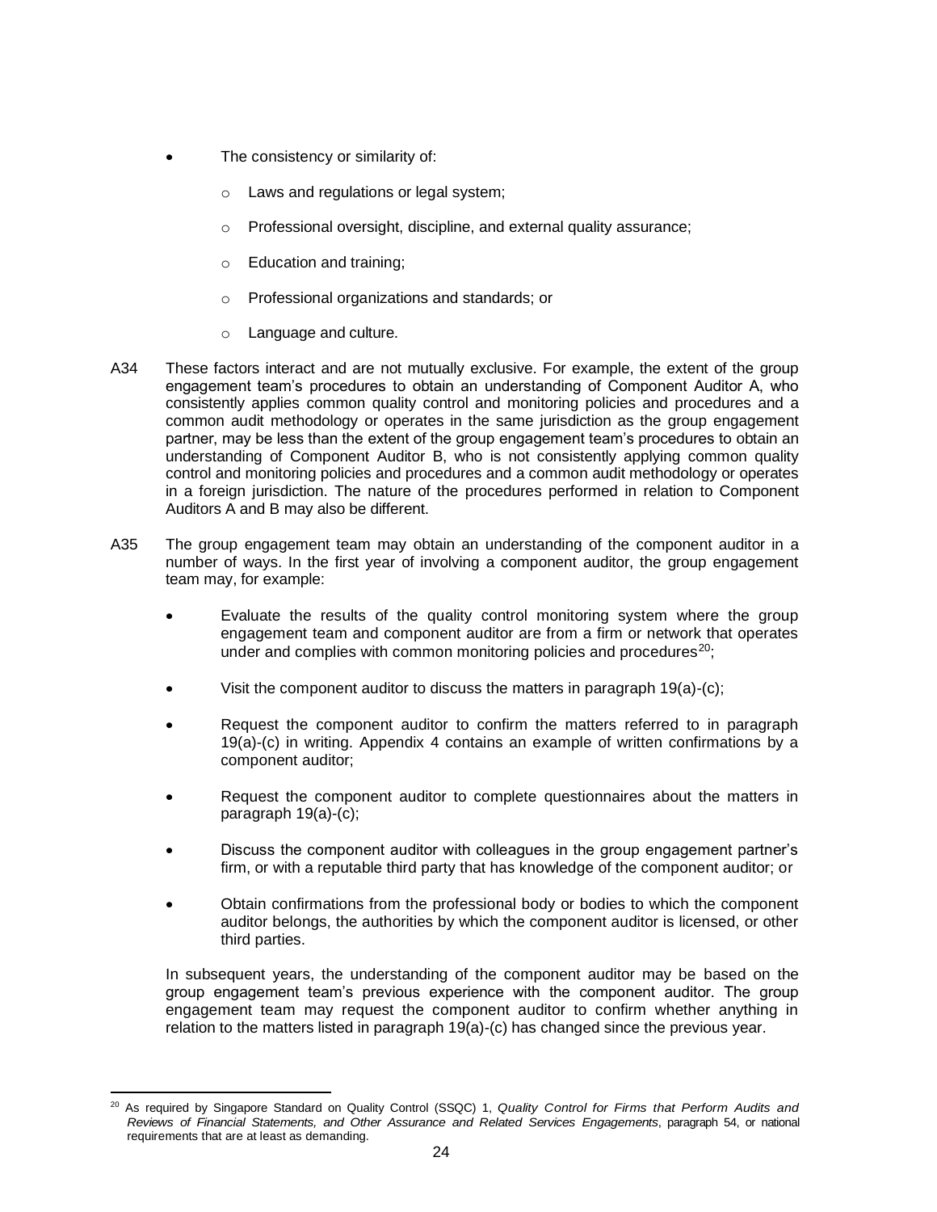- The consistency or similarity of:
  - Laws and regulations or legal system;
  - Professional oversight, discipline, and external quality assurance;
  - Education and training;
  - Professional organizations and standards; or
  - Language and culture.

A34 These factors interact and are not mutually exclusive. For example, the extent of the group engagement team's procedures to obtain an understanding of Component Auditor A, who consistently applies common quality control and monitoring policies and procedures and a common audit methodology or operates in the same jurisdiction as the group engagement partner, may be less than the extent of the group engagement team's procedures to obtain an understanding of Component Auditor B, who is not consistently applying common quality control and monitoring policies and procedures and a common audit methodology or operates in a foreign jurisdiction. The nature of the procedures performed in relation to Component Auditors A and B may also be different.

A35 The group engagement team may obtain an understanding of the component auditor in a number of ways. In the first year of involving a component auditor, the group engagement team may, for example:

- Evaluate the results of the quality control monitoring system where the group engagement team and component auditor are from a firm or network that operates under and complies with common monitoring policies and procedures[20];
- Visit the component auditor to discuss the matters in paragraph 19(a)-(c);
- Request the component auditor to confirm the matters referred to in paragraph 19(a)-(c) in writing. Appendix 4 contains an example of written confirmations by a component auditor;
- Request the component auditor to complete questionnaires about the matters in paragraph 19(a)-(c);
- Discuss the component auditor with colleagues in the group engagement partner's firm, or with a reputable third party that has knowledge of the component auditor; or
- Obtain confirmations from the professional body or bodies to which the component auditor belongs, the authorities by which the component auditor is licensed, or other third parties.

In subsequent years, the understanding of the component auditor may be based on the group engagement team's previous experience with the component auditor. The group engagement team may request the component auditor to confirm whether anything in relation to the matters listed in paragraph 19(a)-(c) has changed since the previous year.

---

[20] As required by Singapore Standard on Quality Control (SSQC) 1, *Quality Control for Firms that Perform Audits and Reviews of Financial Statements, and Other Assurance and Related Services Engagements*, paragraph 54, or national requirements that are at least as demanding.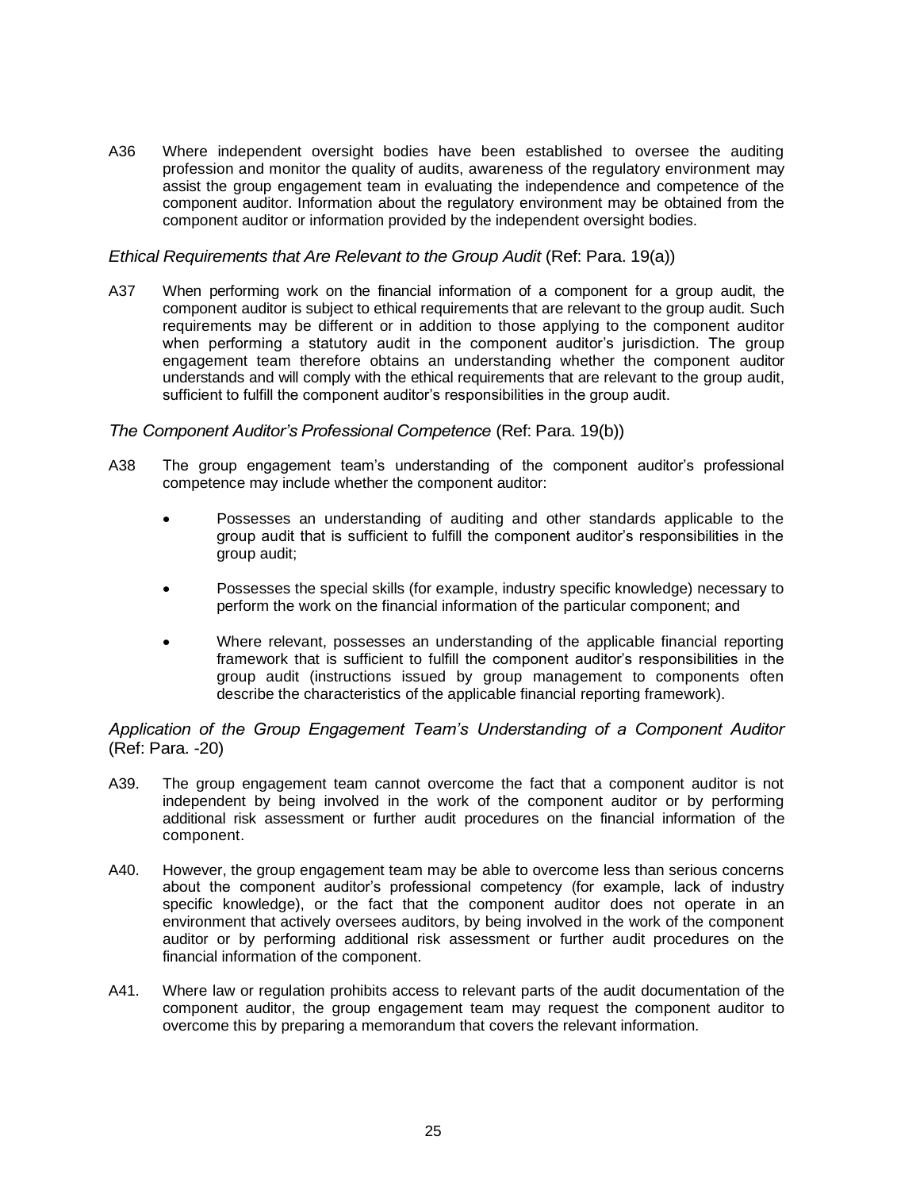A36 Where independent oversight bodies have been established to oversee the auditing profession and monitor the quality of audits, awareness of the regulatory environment may assist the group engagement team in evaluating the independence and competence of the component auditor. Information about the regulatory environment may be obtained from the component auditor or information provided by the independent oversight bodies.

*Ethical Requirements that Are Relevant to the Group Audit* (Ref: Para. 19(a))

A37 When performing work on the financial information of a component for a group audit, the component auditor is subject to ethical requirements that are relevant to the group audit. Such requirements may be different or in addition to those applying to the component auditor when performing a statutory audit in the component auditor's jurisdiction. The group engagement team therefore obtains an understanding whether the component auditor understands and will comply with the ethical requirements that are relevant to the group audit, sufficient to fulfill the component auditor's responsibilities in the group audit.

*The Component Auditor's Professional Competence* (Ref: Para. 19(b))

A38 The group engagement team's understanding of the component auditor's professional competence may include whether the component auditor:

- Possesses an understanding of auditing and other standards applicable to the group audit that is sufficient to fulfill the component auditor's responsibilities in the group audit;
- Possesses the special skills (for example, industry specific knowledge) necessary to perform the work on the financial information of the particular component; and
- Where relevant, possesses an understanding of the applicable financial reporting framework that is sufficient to fulfill the component auditor's responsibilities in the group audit (instructions issued by group management to components often describe the characteristics of the applicable financial reporting framework).

*Application of the Group Engagement Team's Understanding of a Component Auditor* (Ref: Para. -20)

A39. The group engagement team cannot overcome the fact that a component auditor is not independent by being involved in the work of the component auditor or by performing additional risk assessment or further audit procedures on the financial information of the component.

A40. However, the group engagement team may be able to overcome less than serious concerns about the component auditor's professional competency (for example, lack of industry specific knowledge), or the fact that the component auditor does not operate in an environment that actively oversees auditors, by being involved in the work of the component auditor or by performing additional risk assessment or further audit procedures on the financial information of the component.

A41. Where law or regulation prohibits access to relevant parts of the audit documentation of the component auditor, the group engagement team may request the component auditor to overcome this by preparing a memorandum that covers the relevant information.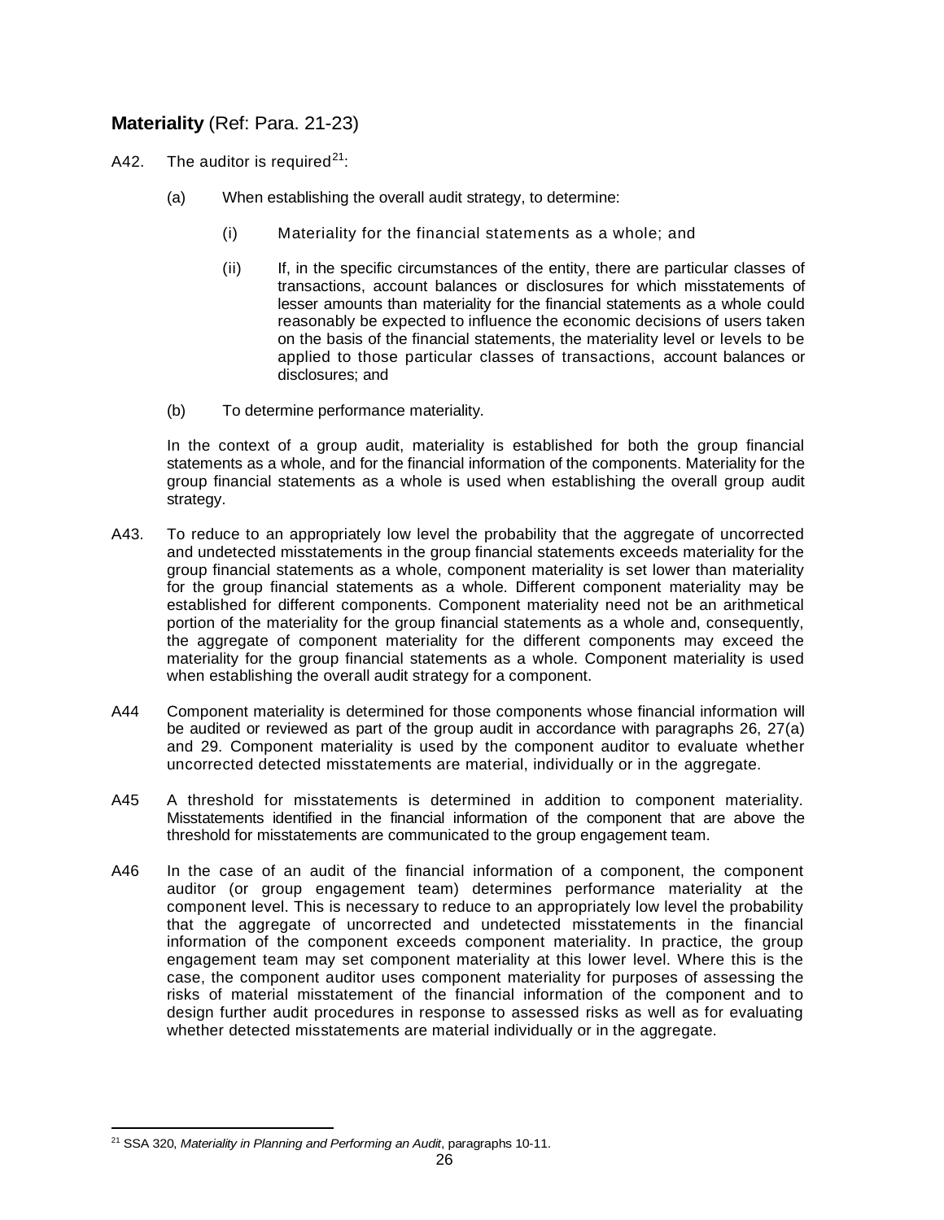## **Materiality** (Ref: Para. 21-23)

A42. The auditor is required[21]:

(a) When establishing the overall audit strategy, to determine:

(i) Materiality for the financial statements as a whole; and

(ii) If, in the specific circumstances of the entity, there are particular classes of transactions, account balances or disclosures for which misstatements of lesser amounts than materiality for the financial statements as a whole could reasonably be expected to influence the economic decisions of users taken on the basis of the financial statements, the materiality level or levels to be applied to those particular classes of transactions, account balances or disclosures; and

(b) To determine performance materiality.

In the context of a group audit, materiality is established for both the group financial statements as a whole, and for the financial information of the components. Materiality for the group financial statements as a whole is used when establishing the overall group audit strategy.

A43. To reduce to an appropriately low level the probability that the aggregate of uncorrected and undetected misstatements in the group financial statements exceeds materiality for the group financial statements as a whole, component materiality is set lower than materiality for the group financial statements as a whole. Different component materiality may be established for different components. Component materiality need not be an arithmetical portion of the materiality for the group financial statements as a whole and, consequently, the aggregate of component materiality for the different components may exceed the materiality for the group financial statements as a whole. Component materiality is used when establishing the overall audit strategy for a component.

A44 Component materiality is determined for those components whose financial information will be audited or reviewed as part of the group audit in accordance with paragraphs 26, 27(a) and 29. Component materiality is used by the component auditor to evaluate whether uncorrected detected misstatements are material, individually or in the aggregate.

A45 A threshold for misstatements is determined in addition to component materiality. Misstatements identified in the financial information of the component that are above the threshold for misstatements are communicated to the group engagement team.

A46 In the case of an audit of the financial information of a component, the component auditor (or group engagement team) determines performance materiality at the component level. This is necessary to reduce to an appropriately low level the probability that the aggregate of uncorrected and undetected misstatements in the financial information of the component exceeds component materiality. In practice, the group engagement team may set component materiality at this lower level. Where this is the case, the component auditor uses component materiality for purposes of assessing the risks of material misstatement of the financial information of the component and to design further audit procedures in response to assessed risks as well as for evaluating whether detected misstatements are material individually or in the aggregate.

---

[21] SSA 320, *Materiality in Planning and Performing an Audit*, paragraphs 10-11.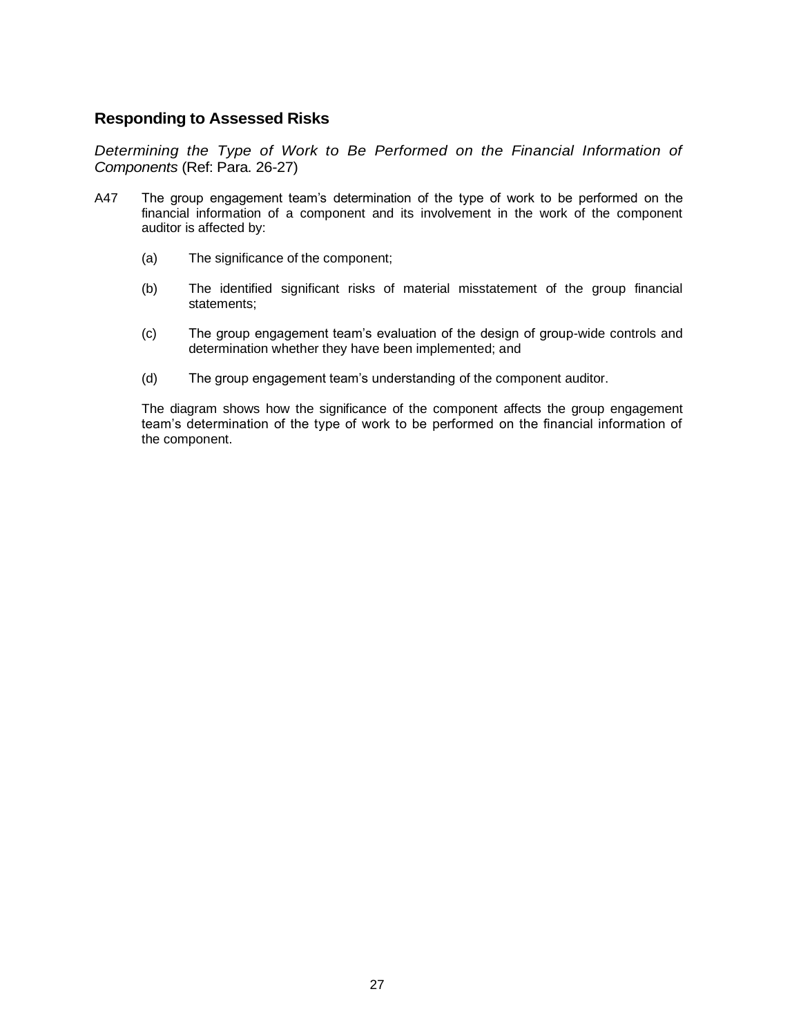## Responding to Assessed Risks

*Determining the Type of Work to Be Performed on the Financial Information of Components* (Ref: Para. 26-27)

A47 The group engagement team's determination of the type of work to be performed on the financial information of a component and its involvement in the work of the component auditor is affected by:

(a) The significance of the component;

(b) The identified significant risks of material misstatement of the group financial statements;

(c) The group engagement team's evaluation of the design of group-wide controls and determination whether they have been implemented; and

(d) The group engagement team's understanding of the component auditor.

The diagram shows how the significance of the component affects the group engagement team's determination of the type of work to be performed on the financial information of the component.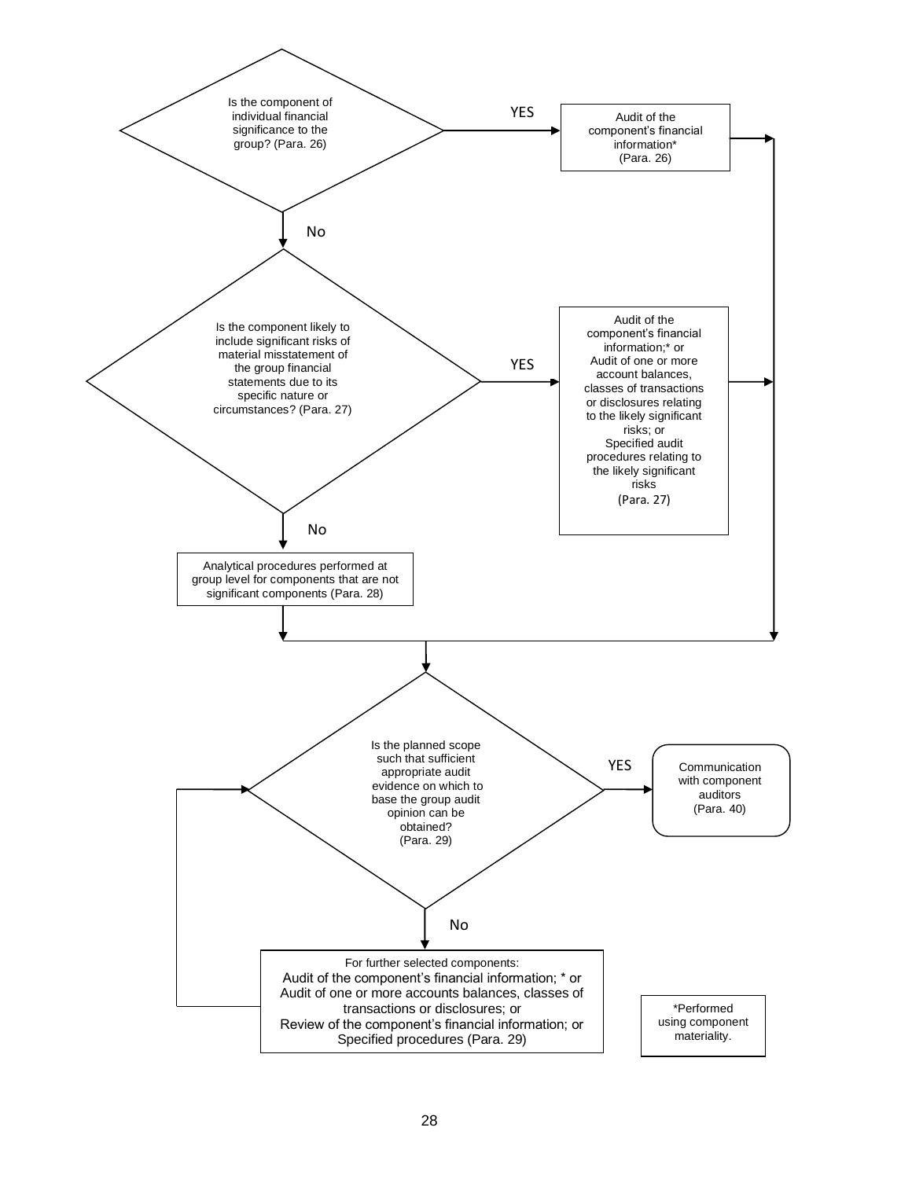Is the component of individual financial significance to the group? (Para. 26)

YES → Audit of the component's financial information* (Para. 26)

No

Is the component likely to include significant risks of material misstatement of the group financial statements due to its specific nature or circumstances? (Para. 27)

YES → Audit of the component's financial information;* or Audit of one or more account balances, classes of transactions or disclosures relating to the likely significant risks; or Specified audit procedures relating to the likely significant risks (Para. 27)

No

Analytical procedures performed at group level for components that are not significant components (Para. 28)

Is the planned scope such that sufficient appropriate audit evidence on which to base the group audit opinion can be obtained? (Para. 29)

YES → Communication with component auditors (Para. 40)

No

For further selected components:
Audit of the component's financial information; * or
Audit of one or more accounts balances, classes of transactions or disclosures; or
Review of the component's financial information; or
Specified procedures (Para. 29)

*Performed using component materiality.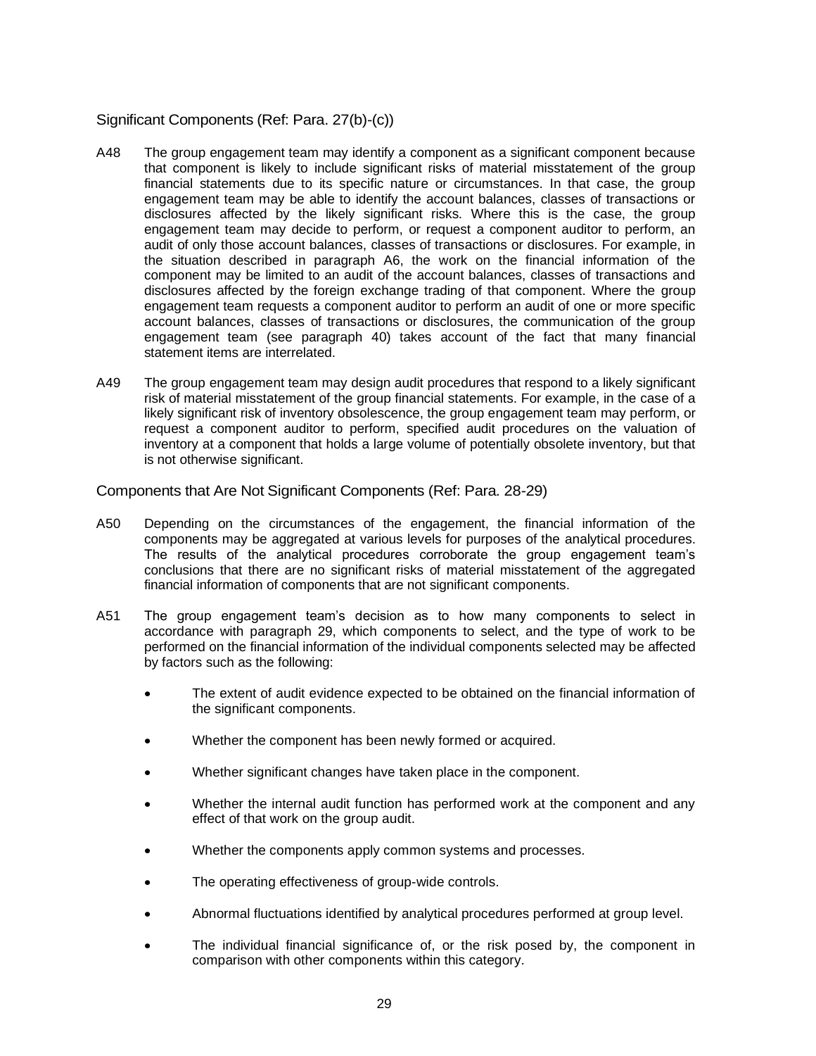### Significant Components (Ref: Para. 27(b)-(c))

A48 The group engagement team may identify a component as a significant component because that component is likely to include significant risks of material misstatement of the group financial statements due to its specific nature or circumstances. In that case, the group engagement team may be able to identify the account balances, classes of transactions or disclosures affected by the likely significant risks. Where this is the case, the group engagement team may decide to perform, or request a component auditor to perform, an audit of only those account balances, classes of transactions or disclosures. For example, in the situation described in paragraph A6, the work on the financial information of the component may be limited to an audit of the account balances, classes of transactions and disclosures affected by the foreign exchange trading of that component. Where the group engagement team requests a component auditor to perform an audit of one or more specific account balances, classes of transactions or disclosures, the communication of the group engagement team (see paragraph 40) takes account of the fact that many financial statement items are interrelated.

A49 The group engagement team may design audit procedures that respond to a likely significant risk of material misstatement of the group financial statements. For example, in the case of a likely significant risk of inventory obsolescence, the group engagement team may perform, or request a component auditor to perform, specified audit procedures on the valuation of inventory at a component that holds a large volume of potentially obsolete inventory, but that is not otherwise significant.

### Components that Are Not Significant Components (Ref: Para. 28-29)

A50 Depending on the circumstances of the engagement, the financial information of the components may be aggregated at various levels for purposes of the analytical procedures. The results of the analytical procedures corroborate the group engagement team's conclusions that there are no significant risks of material misstatement of the aggregated financial information of components that are not significant components.

A51 The group engagement team's decision as to how many components to select in accordance with paragraph 29, which components to select, and the type of work to be performed on the financial information of the individual components selected may be affected by factors such as the following:

- The extent of audit evidence expected to be obtained on the financial information of the significant components.
- Whether the component has been newly formed or acquired.
- Whether significant changes have taken place in the component.
- Whether the internal audit function has performed work at the component and any effect of that work on the group audit.
- Whether the components apply common systems and processes.
- The operating effectiveness of group-wide controls.
- Abnormal fluctuations identified by analytical procedures performed at group level.
- The individual financial significance of, or the risk posed by, the component in comparison with other components within this category.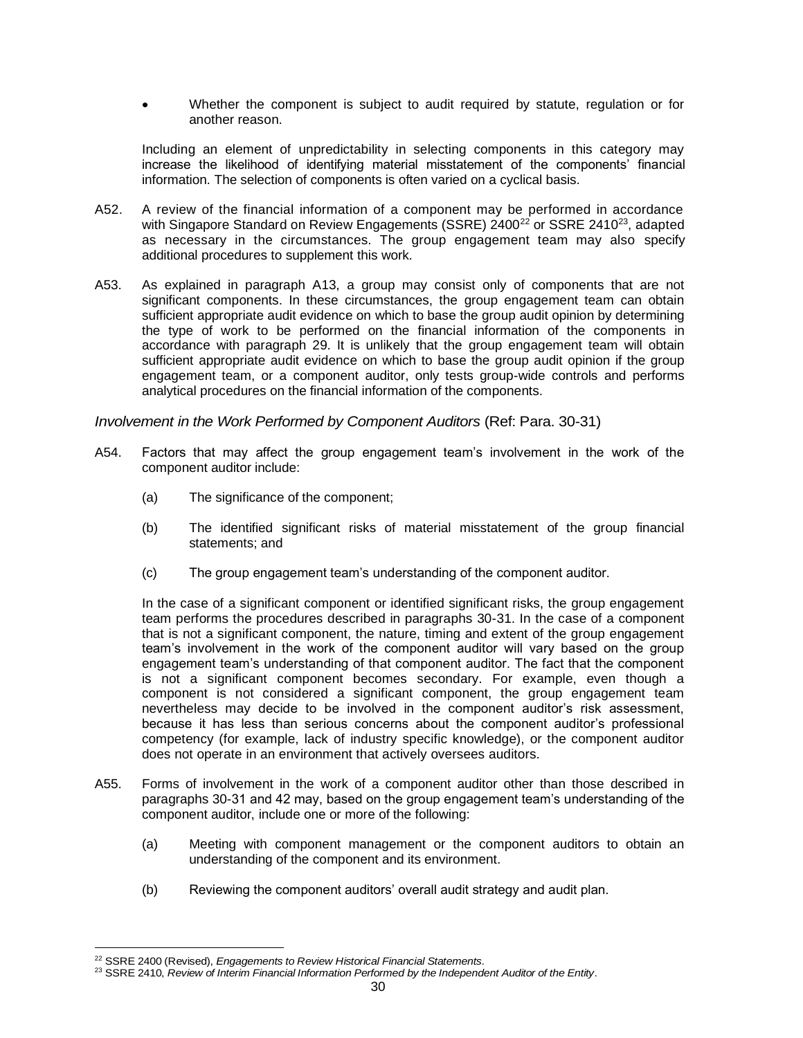- Whether the component is subject to audit required by statute, regulation or for another reason.

Including an element of unpredictability in selecting components in this category may increase the likelihood of identifying material misstatement of the components' financial information. The selection of components is often varied on a cyclical basis.

A52. A review of the financial information of a component may be performed in accordance with Singapore Standard on Review Engagements (SSRE) 2400[22] or SSRE 2410[23], adapted as necessary in the circumstances. The group engagement team may also specify additional procedures to supplement this work.

A53. As explained in paragraph A13, a group may consist only of components that are not significant components. In these circumstances, the group engagement team can obtain sufficient appropriate audit evidence on which to base the group audit opinion by determining the type of work to be performed on the financial information of the components in accordance with paragraph 29. It is unlikely that the group engagement team will obtain sufficient appropriate audit evidence on which to base the group audit opinion if the group engagement team, or a component auditor, only tests group-wide controls and performs analytical procedures on the financial information of the components.

*Involvement in the Work Performed by Component Auditors* (Ref: Para. 30-31)

A54. Factors that may affect the group engagement team's involvement in the work of the component auditor include:

(a) The significance of the component;

(b) The identified significant risks of material misstatement of the group financial statements; and

(c) The group engagement team's understanding of the component auditor.

In the case of a significant component or identified significant risks, the group engagement team performs the procedures described in paragraphs 30-31. In the case of a component that is not a significant component, the nature, timing and extent of the group engagement team's involvement in the work of the component auditor will vary based on the group engagement team's understanding of that component auditor. The fact that the component is not a significant component becomes secondary. For example, even though a component is not considered a significant component, the group engagement team nevertheless may decide to be involved in the component auditor's risk assessment, because it has less than serious concerns about the component auditor's professional competency (for example, lack of industry specific knowledge), or the component auditor does not operate in an environment that actively oversees auditors.

A55. Forms of involvement in the work of a component auditor other than those described in paragraphs 30-31 and 42 may, based on the group engagement team's understanding of the component auditor, include one or more of the following:

(a) Meeting with component management or the component auditors to obtain an understanding of the component and its environment.

(b) Reviewing the component auditors' overall audit strategy and audit plan.

---

[22] SSRE 2400 (Revised), *Engagements to Review Historical Financial Statements*.

[23] SSRE 2410, *Review of Interim Financial Information Performed by the Independent Auditor of the Entity*.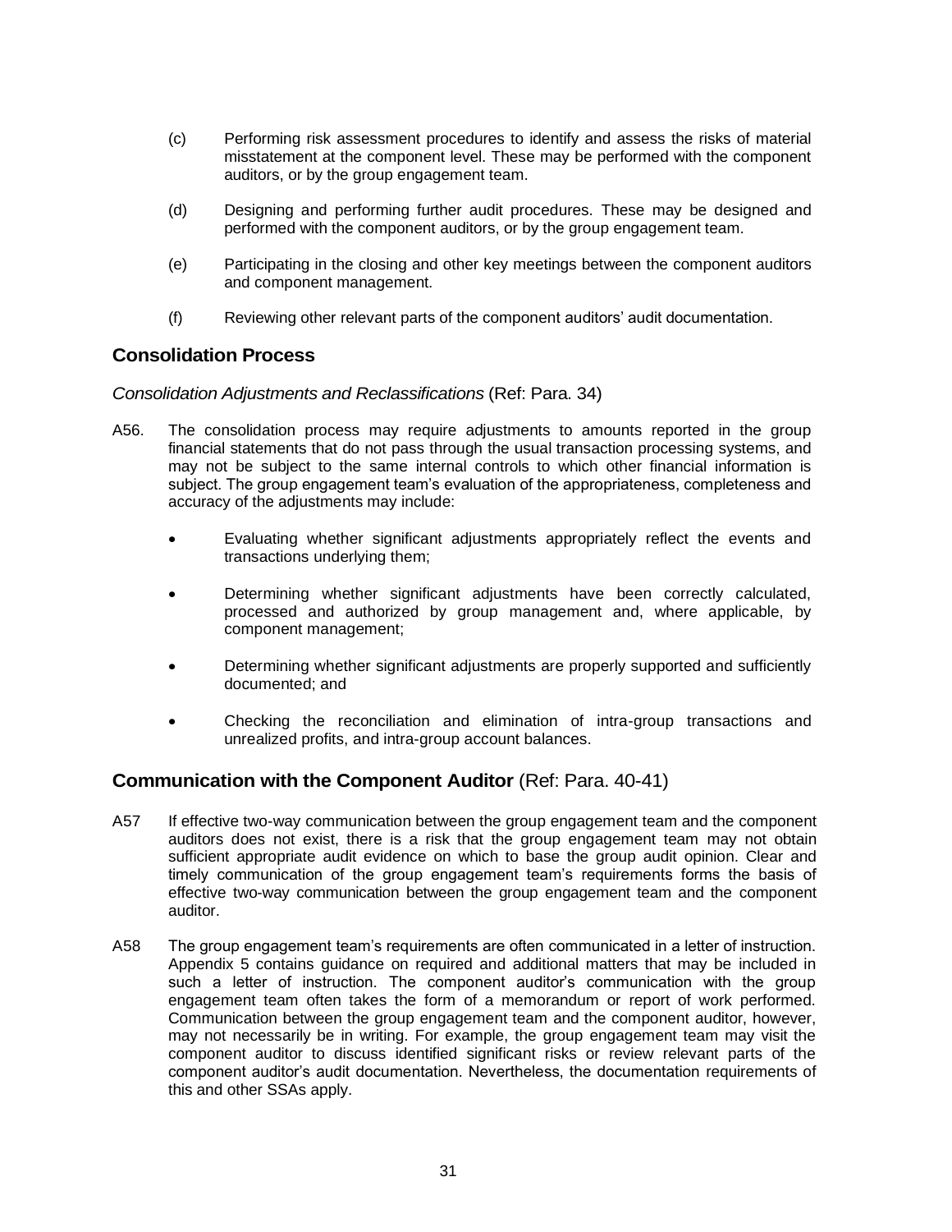(c) Performing risk assessment procedures to identify and assess the risks of material misstatement at the component level. These may be performed with the component auditors, or by the group engagement team.

(d) Designing and performing further audit procedures. These may be designed and performed with the component auditors, or by the group engagement team.

(e) Participating in the closing and other key meetings between the component auditors and component management.

(f) Reviewing other relevant parts of the component auditors' audit documentation.

## Consolidation Process

*Consolidation Adjustments and Reclassifications* (Ref: Para. 34)

A56. The consolidation process may require adjustments to amounts reported in the group financial statements that do not pass through the usual transaction processing systems, and may not be subject to the same internal controls to which other financial information is subject. The group engagement team's evaluation of the appropriateness, completeness and accuracy of the adjustments may include:

- Evaluating whether significant adjustments appropriately reflect the events and transactions underlying them;
- Determining whether significant adjustments have been correctly calculated, processed and authorized by group management and, where applicable, by component management;
- Determining whether significant adjustments are properly supported and sufficiently documented; and
- Checking the reconciliation and elimination of intra-group transactions and unrealized profits, and intra-group account balances.

## Communication with the Component Auditor (Ref: Para. 40-41)

A57 If effective two-way communication between the group engagement team and the component auditors does not exist, there is a risk that the group engagement team may not obtain sufficient appropriate audit evidence on which to base the group audit opinion. Clear and timely communication of the group engagement team's requirements forms the basis of effective two-way communication between the group engagement team and the component auditor.

A58 The group engagement team's requirements are often communicated in a letter of instruction. Appendix 5 contains guidance on required and additional matters that may be included in such a letter of instruction. The component auditor's communication with the group engagement team often takes the form of a memorandum or report of work performed. Communication between the group engagement team and the component auditor, however, may not necessarily be in writing. For example, the group engagement team may visit the component auditor to discuss identified significant risks or review relevant parts of the component auditor's audit documentation. Nevertheless, the documentation requirements of this and other SSAs apply.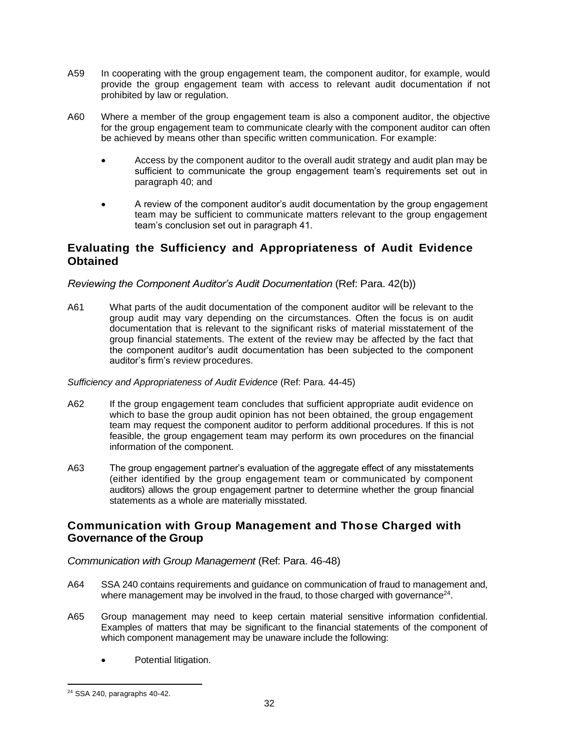A59 In cooperating with the group engagement team, the component auditor, for example, would provide the group engagement team with access to relevant audit documentation if not prohibited by law or regulation.

A60 Where a member of the group engagement team is also a component auditor, the objective for the group engagement team to communicate clearly with the component auditor can often be achieved by means other than specific written communication. For example:

- Access by the component auditor to the overall audit strategy and audit plan may be sufficient to communicate the group engagement team's requirements set out in paragraph 40; and
- A review of the component auditor's audit documentation by the group engagement team may be sufficient to communicate matters relevant to the group engagement team's conclusion set out in paragraph 41.

## Evaluating the Sufficiency and Appropriateness of Audit Evidence Obtained

*Reviewing the Component Auditor's Audit Documentation* (Ref: Para. 42(b))

A61 What parts of the audit documentation of the component auditor will be relevant to the group audit may vary depending on the circumstances. Often the focus is on audit documentation that is relevant to the significant risks of material misstatement of the group financial statements. The extent of the review may be affected by the fact that the component auditor's audit documentation has been subjected to the component auditor's firm's review procedures.

*Sufficiency and Appropriateness of Audit Evidence* (Ref: Para. 44-45)

A62 If the group engagement team concludes that sufficient appropriate audit evidence on which to base the group audit opinion has not been obtained, the group engagement team may request the component auditor to perform additional procedures. If this is not feasible, the group engagement team may perform its own procedures on the financial information of the component.

A63 The group engagement partner's evaluation of the aggregate effect of any misstatements (either identified by the group engagement team or communicated by component auditors) allows the group engagement partner to determine whether the group financial statements as a whole are materially misstated.

## Communication with Group Management and Those Charged with Governance of the Group

*Communication with Group Management* (Ref: Para. 46-48)

A64 SSA 240 contains requirements and guidance on communication of fraud to management and, where management may be involved in the fraud, to those charged with governance[24].

A65 Group management may need to keep certain material sensitive information confidential. Examples of matters that may be significant to the financial statements of the component of which component management may be unaware include the following:

- Potential litigation.

[24] SSA 240, paragraphs 40-42.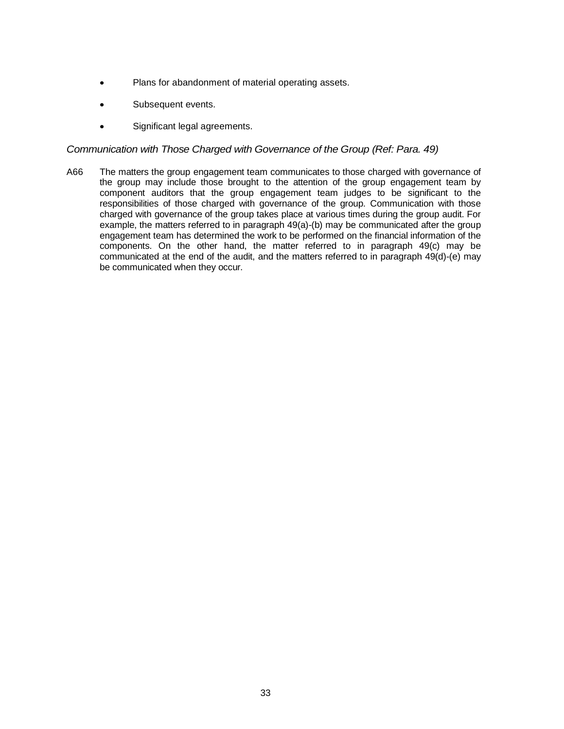- Plans for abandonment of material operating assets.
- Subsequent events.
- Significant legal agreements.

*Communication with Those Charged with Governance of the Group (Ref: Para. 49)*

A66 The matters the group engagement team communicates to those charged with governance of the group may include those brought to the attention of the group engagement team by component auditors that the group engagement team judges to be significant to the responsibilities of those charged with governance of the group. Communication with those charged with governance of the group takes place at various times during the group audit. For example, the matters referred to in paragraph 49(a)-(b) may be communicated after the group engagement team has determined the work to be performed on the financial information of the components. On the other hand, the matter referred to in paragraph 49(c) may be communicated at the end of the audit, and the matters referred to in paragraph 49(d)-(e) may be communicated when they occur.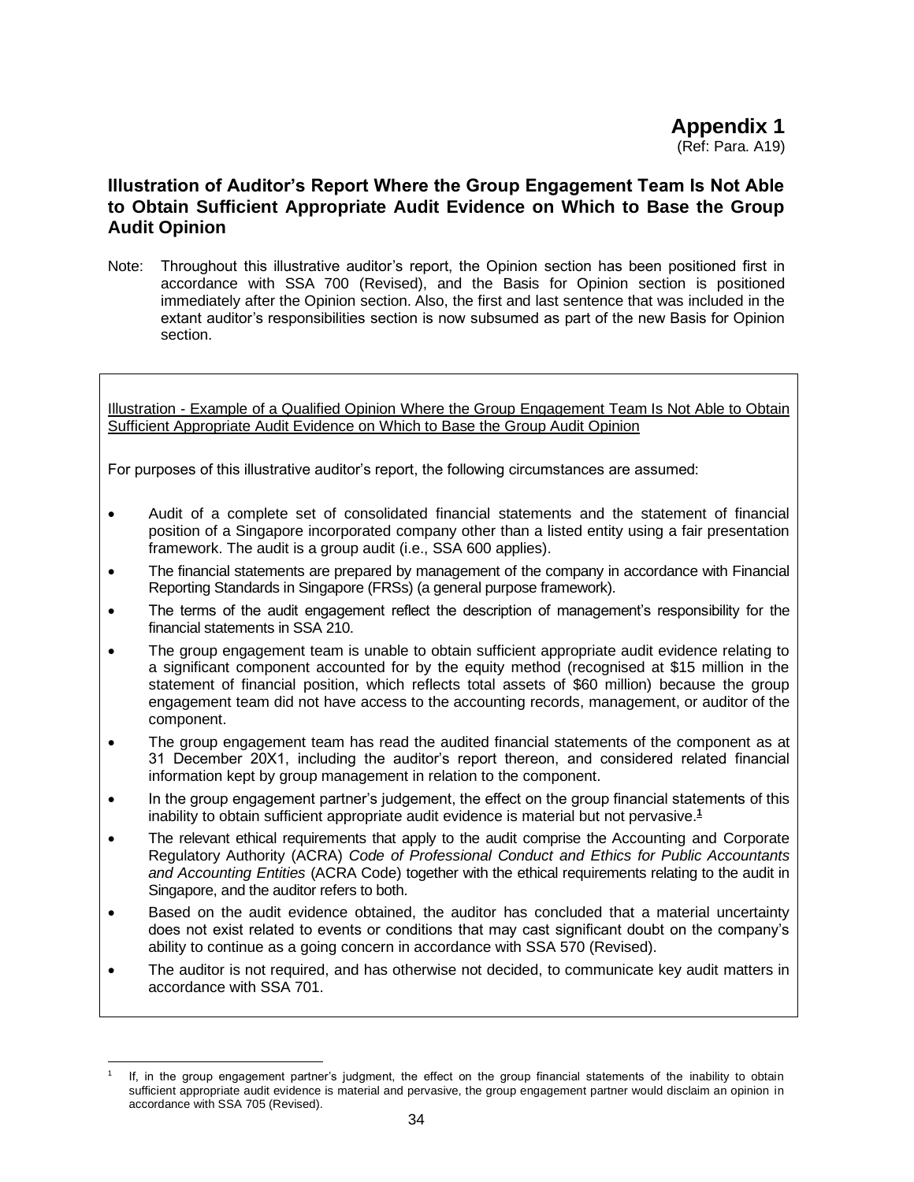# Appendix 1

(Ref: Para. A19)

## Illustration of Auditor's Report Where the Group Engagement Team Is Not Able to Obtain Sufficient Appropriate Audit Evidence on Which to Base the Group Audit Opinion

Note: Throughout this illustrative auditor's report, the Opinion section has been positioned first in accordance with SSA 700 (Revised), and the Basis for Opinion section is positioned immediately after the Opinion section. Also, the first and last sentence that was included in the extant auditor's responsibilities section is now subsumed as part of the new Basis for Opinion section.

Illustration - Example of a Qualified Opinion Where the Group Engagement Team Is Not Able to Obtain Sufficient Appropriate Audit Evidence on Which to Base the Group Audit Opinion

For purposes of this illustrative auditor's report, the following circumstances are assumed:

- Audit of a complete set of consolidated financial statements and the statement of financial position of a Singapore incorporated company other than a listed entity using a fair presentation framework. The audit is a group audit (i.e., SSA 600 applies).
- The financial statements are prepared by management of the company in accordance with Financial Reporting Standards in Singapore (FRSs) (a general purpose framework).
- The terms of the audit engagement reflect the description of management's responsibility for the financial statements in SSA 210.
- The group engagement team is unable to obtain sufficient appropriate audit evidence relating to a significant component accounted for by the equity method (recognised at $15 million in the statement of financial position, which reflects total assets of $60 million) because the group engagement team did not have access to the accounting records, management, or auditor of the component.
- The group engagement team has read the audited financial statements of the component as at 31 December 20X1, including the auditor's report thereon, and considered related financial information kept by group management in relation to the component.
- In the group engagement partner's judgement, the effect on the group financial statements of this inability to obtain sufficient appropriate audit evidence is material but not pervasive.[1]
- The relevant ethical requirements that apply to the audit comprise the Accounting and Corporate Regulatory Authority (ACRA) *Code of Professional Conduct and Ethics for Public Accountants and Accounting Entities* (ACRA Code) together with the ethical requirements relating to the audit in Singapore, and the auditor refers to both.
- Based on the audit evidence obtained, the auditor has concluded that a material uncertainty does not exist related to events or conditions that may cast significant doubt on the company's ability to continue as a going concern in accordance with SSA 570 (Revised).
- The auditor is not required, and has otherwise not decided, to communicate key audit matters in accordance with SSA 701.

[1] If, in the group engagement partner's judgment, the effect on the group financial statements of the inability to obtain sufficient appropriate audit evidence is material and pervasive, the group engagement partner would disclaim an opinion in accordance with SSA 705 (Revised).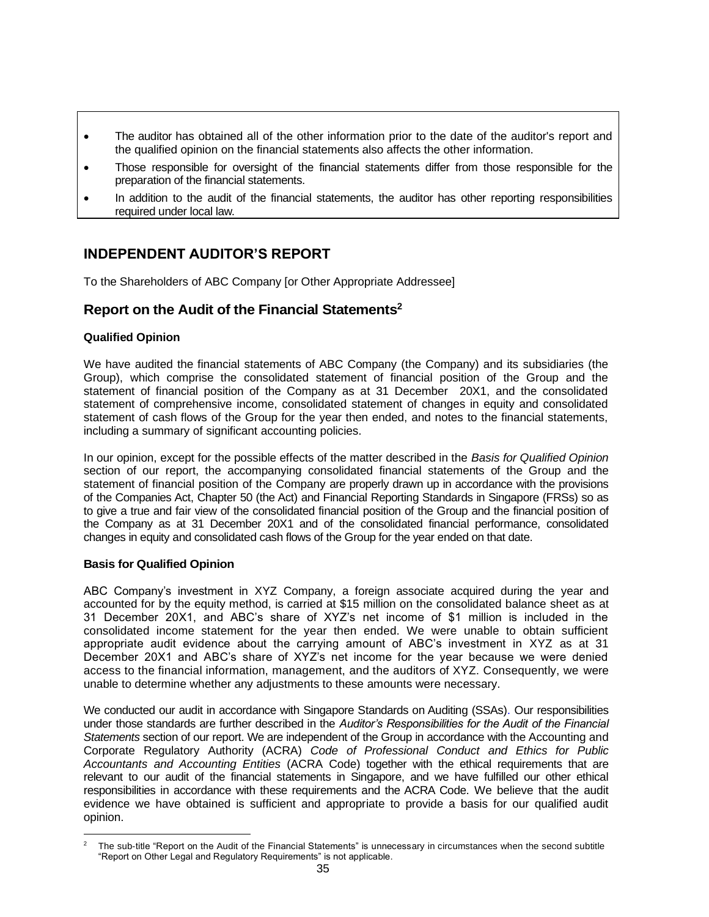- The auditor has obtained all of the other information prior to the date of the auditor's report and the qualified opinion on the financial statements also affects the other information.
- Those responsible for oversight of the financial statements differ from those responsible for the preparation of the financial statements.
- In addition to the audit of the financial statements, the auditor has other reporting responsibilities required under local law.

## INDEPENDENT AUDITOR'S REPORT

To the Shareholders of ABC Company [or Other Appropriate Addressee]

## Report on the Audit of the Financial Statements[2]

**Qualified Opinion**

We have audited the financial statements of ABC Company (the Company) and its subsidiaries (the Group), which comprise the consolidated statement of financial position of the Group and the statement of financial position of the Company as at 31 December 20X1, and the consolidated statement of comprehensive income, consolidated statement of changes in equity and consolidated statement of cash flows of the Group for the year then ended, and notes to the financial statements, including a summary of significant accounting policies.

In our opinion, except for the possible effects of the matter described in the *Basis for Qualified Opinion* section of our report, the accompanying consolidated financial statements of the Group and the statement of financial position of the Company are properly drawn up in accordance with the provisions of the Companies Act, Chapter 50 (the Act) and Financial Reporting Standards in Singapore (FRSs) so as to give a true and fair view of the consolidated financial position of the Group and the financial position of the Company as at 31 December 20X1 and of the consolidated financial performance, consolidated changes in equity and consolidated cash flows of the Group for the year ended on that date.

**Basis for Qualified Opinion**

ABC Company's investment in XYZ Company, a foreign associate acquired during the year and accounted for by the equity method, is carried at $15 million on the consolidated balance sheet as at 31 December 20X1, and ABC's share of XYZ's net income of $1 million is included in the consolidated income statement for the year then ended. We were unable to obtain sufficient appropriate audit evidence about the carrying amount of ABC's investment in XYZ as at 31 December 20X1 and ABC's share of XYZ's net income for the year because we were denied access to the financial information, management, and the auditors of XYZ. Consequently, we were unable to determine whether any adjustments to these amounts were necessary.

We conducted our audit in accordance with Singapore Standards on Auditing (SSAs). Our responsibilities under those standards are further described in the *Auditor's Responsibilities for the Audit of the Financial Statements* section of our report. We are independent of the Group in accordance with the Accounting and Corporate Regulatory Authority (ACRA) *Code of Professional Conduct and Ethics for Public Accountants and Accounting Entities* (ACRA Code) together with the ethical requirements that are relevant to our audit of the financial statements in Singapore, and we have fulfilled our other ethical responsibilities in accordance with these requirements and the ACRA Code. We believe that the audit evidence we have obtained is sufficient and appropriate to provide a basis for our qualified audit opinion.

[2] The sub-title "Report on the Audit of the Financial Statements" is unnecessary in circumstances when the second subtitle "Report on Other Legal and Regulatory Requirements" is not applicable.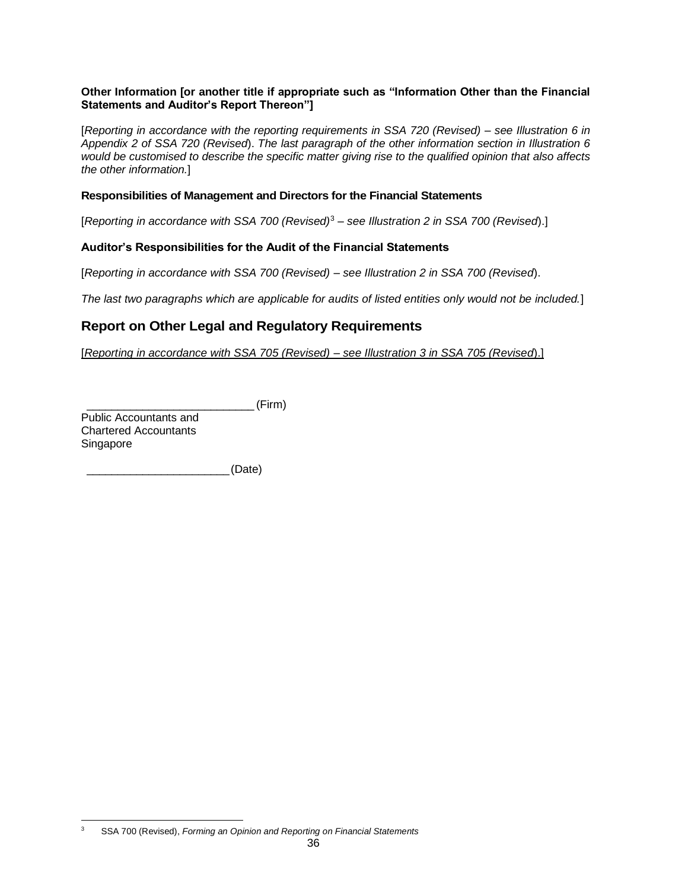**Other Information [or another title if appropriate such as "Information Other than the Financial Statements and Auditor's Report Thereon"]**

[*Reporting in accordance with the reporting requirements in SSA 720 (Revised) – see Illustration 6 in Appendix 2 of SSA 720 (Revised*). *The last paragraph of the other information section in Illustration 6 would be customised to describe the specific matter giving rise to the qualified opinion that also affects the other information.*]

**Responsibilities of Management and Directors for the Financial Statements**

[*Reporting in accordance with SSA 700 (Revised)*[3] *– see Illustration 2 in SSA 700 (Revised*).]

**Auditor's Responsibilities for the Audit of the Financial Statements**

[*Reporting in accordance with SSA 700 (Revised) – see Illustration 2 in SSA 700 (Revised*).

*The last two paragraphs which are applicable for audits of listed entities only would not be included.*]

## Report on Other Legal and Regulatory Requirements

[*Reporting in accordance with SSA 705 (Revised) – see Illustration 3 in SSA 705 (Revised*).]

___________________________ (Firm)
Public Accountants and
Chartered Accountants
Singapore

_______________________ (Date)

---

[3] SSA 700 (Revised), *Forming an Opinion and Reporting on Financial Statements*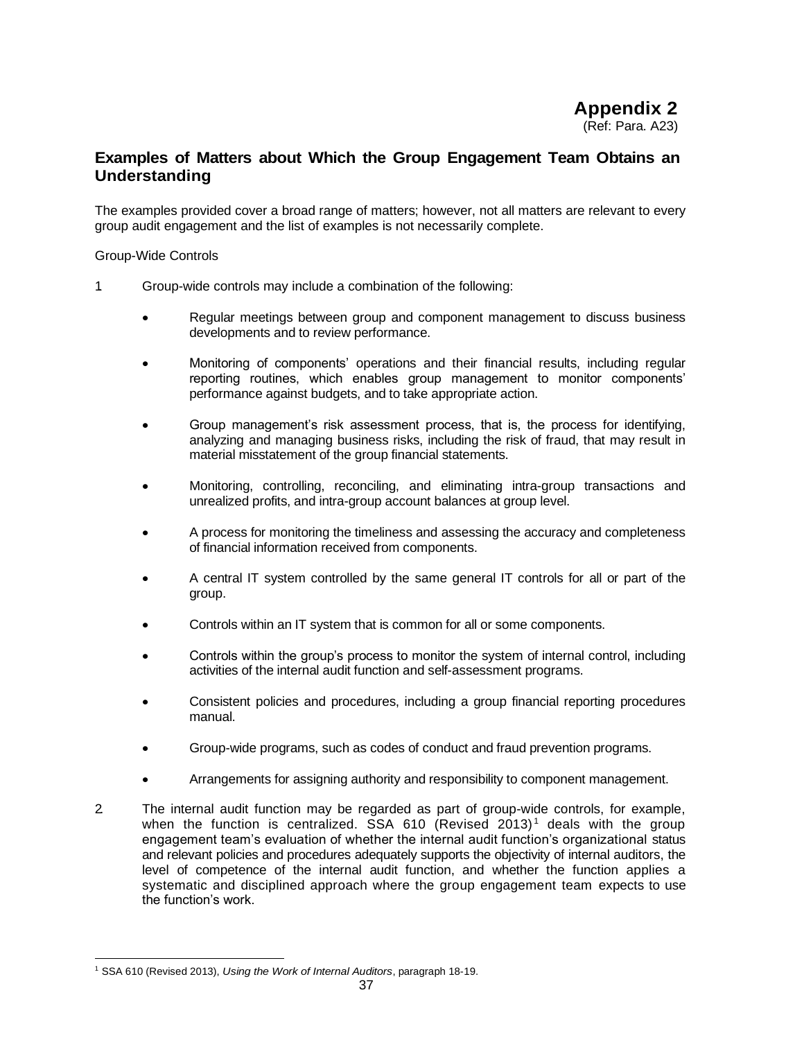# Appendix 2

(Ref: Para. A23)

## Examples of Matters about Which the Group Engagement Team Obtains an Understanding

The examples provided cover a broad range of matters; however, not all matters are relevant to every group audit engagement and the list of examples is not necessarily complete.

Group-Wide Controls

1. Group-wide controls may include a combination of the following:

   - Regular meetings between group and component management to discuss business developments and to review performance.
   - Monitoring of components' operations and their financial results, including regular reporting routines, which enables group management to monitor components' performance against budgets, and to take appropriate action.
   - Group management's risk assessment process, that is, the process for identifying, analyzing and managing business risks, including the risk of fraud, that may result in material misstatement of the group financial statements.
   - Monitoring, controlling, reconciling, and eliminating intra-group transactions and unrealized profits, and intra-group account balances at group level.
   - A process for monitoring the timeliness and assessing the accuracy and completeness of financial information received from components.
   - A central IT system controlled by the same general IT controls for all or part of the group.
   - Controls within an IT system that is common for all or some components.
   - Controls within the group's process to monitor the system of internal control, including activities of the internal audit function and self-assessment programs.
   - Consistent policies and procedures, including a group financial reporting procedures manual.
   - Group-wide programs, such as codes of conduct and fraud prevention programs.
   - Arrangements for assigning authority and responsibility to component management.

2. The internal audit function may be regarded as part of group-wide controls, for example, when the function is centralized. SSA 610 (Revised 2013)[1] deals with the group engagement team's evaluation of whether the internal audit function's organizational status and relevant policies and procedures adequately supports the objectivity of internal auditors, the level of competence of the internal audit function, and whether the function applies a systematic and disciplined approach where the group engagement team expects to use the function's work.

[1] SSA 610 (Revised 2013), *Using the Work of Internal Auditors*, paragraph 18-19.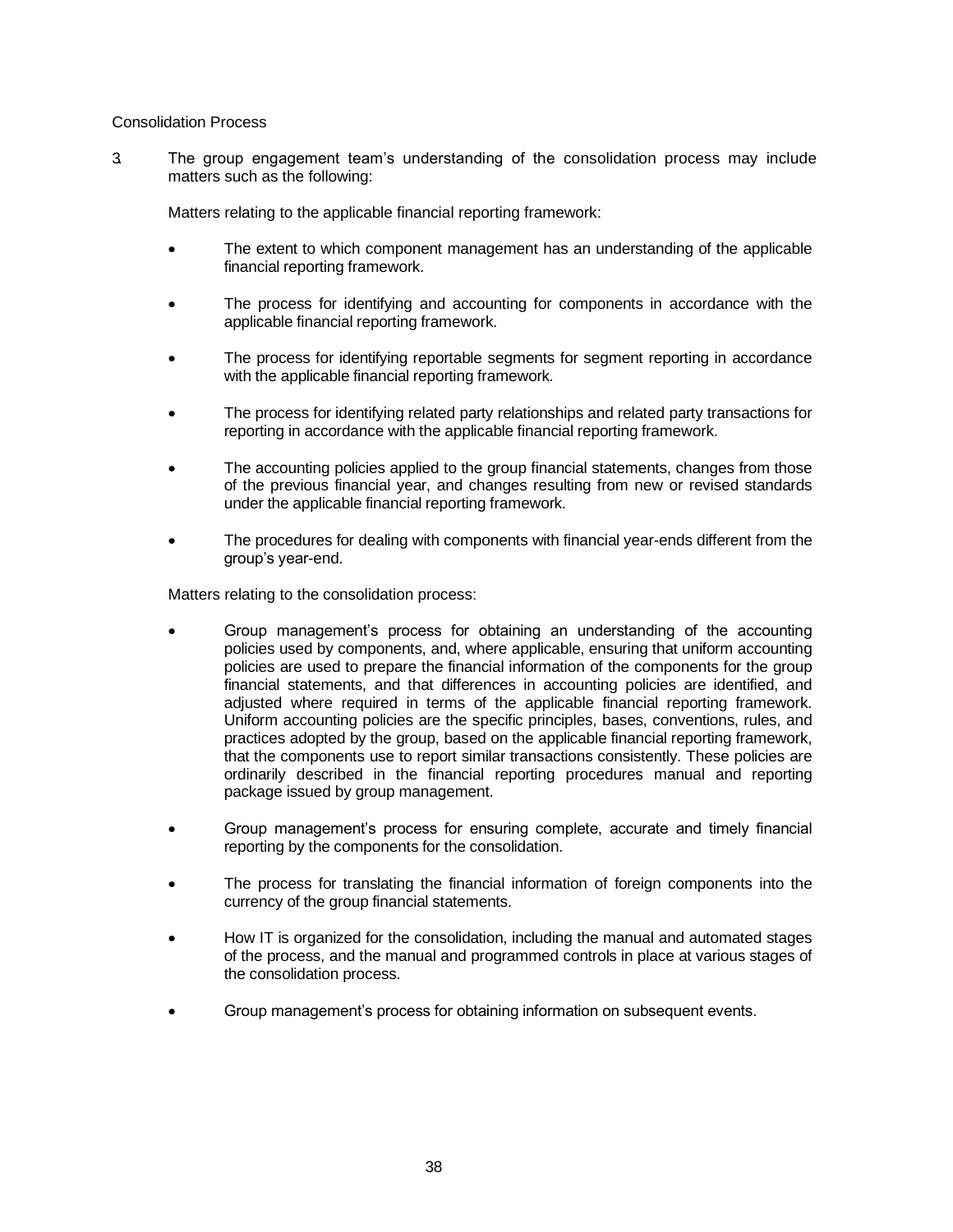Consolidation Process

3. The group engagement team's understanding of the consolidation process may include matters such as the following:

   Matters relating to the applicable financial reporting framework:

   - The extent to which component management has an understanding of the applicable financial reporting framework.
   - The process for identifying and accounting for components in accordance with the applicable financial reporting framework.
   - The process for identifying reportable segments for segment reporting in accordance with the applicable financial reporting framework.
   - The process for identifying related party relationships and related party transactions for reporting in accordance with the applicable financial reporting framework.
   - The accounting policies applied to the group financial statements, changes from those of the previous financial year, and changes resulting from new or revised standards under the applicable financial reporting framework.
   - The procedures for dealing with components with financial year-ends different from the group's year-end.

   Matters relating to the consolidation process:

   - Group management's process for obtaining an understanding of the accounting policies used by components, and, where applicable, ensuring that uniform accounting policies are used to prepare the financial information of the components for the group financial statements, and that differences in accounting policies are identified, and adjusted where required in terms of the applicable financial reporting framework. Uniform accounting policies are the specific principles, bases, conventions, rules, and practices adopted by the group, based on the applicable financial reporting framework, that the components use to report similar transactions consistently. These policies are ordinarily described in the financial reporting procedures manual and reporting package issued by group management.
   - Group management's process for ensuring complete, accurate and timely financial reporting by the components for the consolidation.
   - The process for translating the financial information of foreign components into the currency of the group financial statements.
   - How IT is organized for the consolidation, including the manual and automated stages of the process, and the manual and programmed controls in place at various stages of the consolidation process.
   - Group management's process for obtaining information on subsequent events.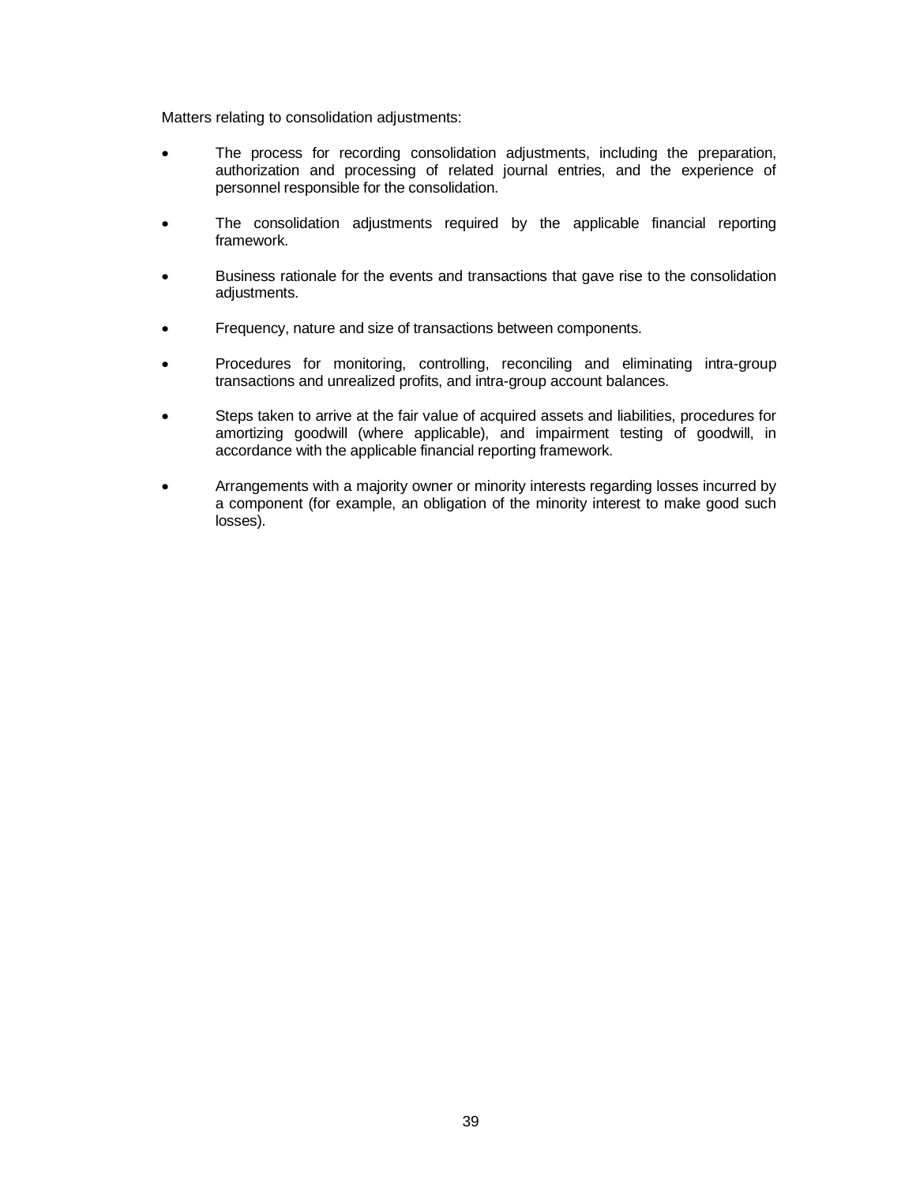Matters relating to consolidation adjustments:

- The process for recording consolidation adjustments, including the preparation, authorization and processing of related journal entries, and the experience of personnel responsible for the consolidation.

- The consolidation adjustments required by the applicable financial reporting framework.

- Business rationale for the events and transactions that gave rise to the consolidation adjustments.

- Frequency, nature and size of transactions between components.

- Procedures for monitoring, controlling, reconciling and eliminating intra-group transactions and unrealized profits, and intra-group account balances.

- Steps taken to arrive at the fair value of acquired assets and liabilities, procedures for amortizing goodwill (where applicable), and impairment testing of goodwill, in accordance with the applicable financial reporting framework.

- Arrangements with a majority owner or minority interests regarding losses incurred by a component (for example, an obligation of the minority interest to make good such losses).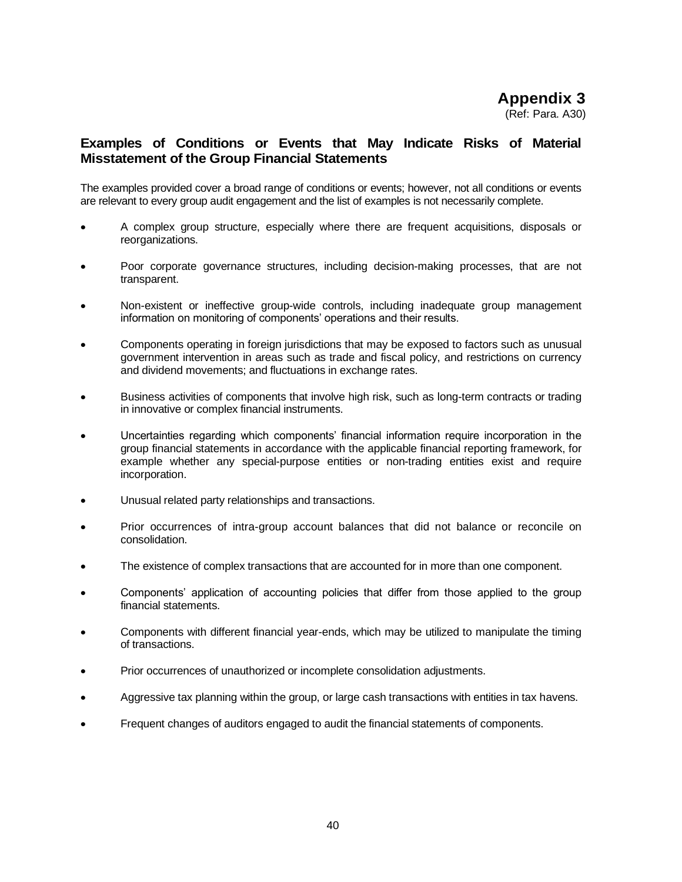# Appendix 3

(Ref: Para. A30)

## Examples of Conditions or Events that May Indicate Risks of Material Misstatement of the Group Financial Statements

The examples provided cover a broad range of conditions or events; however, not all conditions or events are relevant to every group audit engagement and the list of examples is not necessarily complete.

- A complex group structure, especially where there are frequent acquisitions, disposals or reorganizations.
- Poor corporate governance structures, including decision-making processes, that are not transparent.
- Non-existent or ineffective group-wide controls, including inadequate group management information on monitoring of components' operations and their results.
- Components operating in foreign jurisdictions that may be exposed to factors such as unusual government intervention in areas such as trade and fiscal policy, and restrictions on currency and dividend movements; and fluctuations in exchange rates.
- Business activities of components that involve high risk, such as long-term contracts or trading in innovative or complex financial instruments.
- Uncertainties regarding which components' financial information require incorporation in the group financial statements in accordance with the applicable financial reporting framework, for example whether any special-purpose entities or non-trading entities exist and require incorporation.
- Unusual related party relationships and transactions.
- Prior occurrences of intra-group account balances that did not balance or reconcile on consolidation.
- The existence of complex transactions that are accounted for in more than one component.
- Components' application of accounting policies that differ from those applied to the group financial statements.
- Components with different financial year-ends, which may be utilized to manipulate the timing of transactions.
- Prior occurrences of unauthorized or incomplete consolidation adjustments.
- Aggressive tax planning within the group, or large cash transactions with entities in tax havens.
- Frequent changes of auditors engaged to audit the financial statements of components.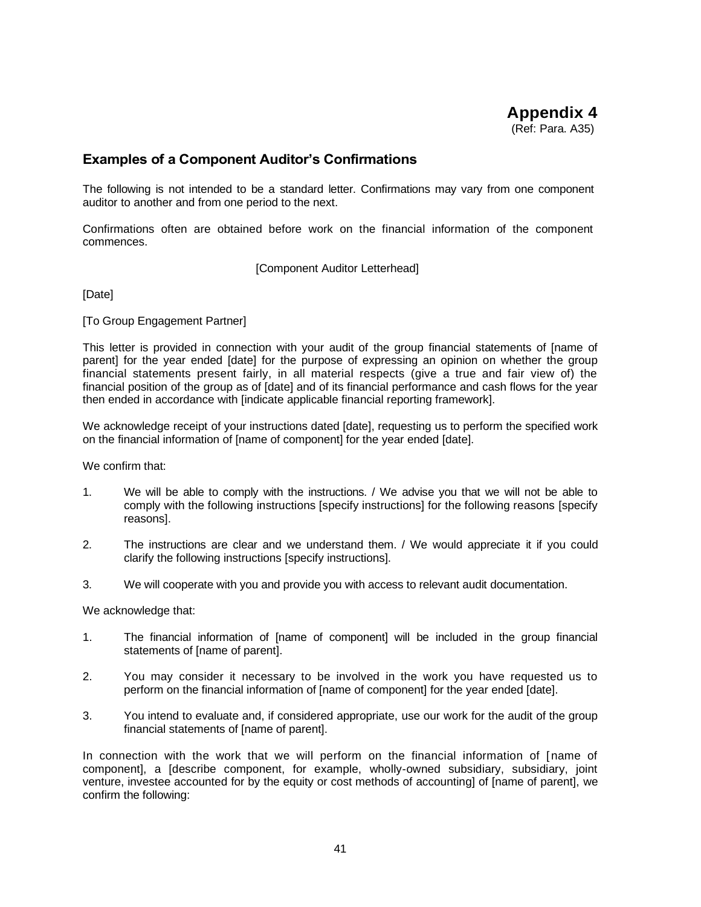# Appendix 4

(Ref: Para. A35)

## Examples of a Component Auditor's Confirmations

The following is not intended to be a standard letter. Confirmations may vary from one component auditor to another and from one period to the next.

Confirmations often are obtained before work on the financial information of the component commences.

[Component Auditor Letterhead]

[Date]

[To Group Engagement Partner]

This letter is provided in connection with your audit of the group financial statements of [name of parent] for the year ended [date] for the purpose of expressing an opinion on whether the group financial statements present fairly, in all material respects (give a true and fair view of) the financial position of the group as of [date] and of its financial performance and cash flows for the year then ended in accordance with [indicate applicable financial reporting framework].

We acknowledge receipt of your instructions dated [date], requesting us to perform the specified work on the financial information of [name of component] for the year ended [date].

We confirm that:

1. We will be able to comply with the instructions. / We advise you that we will not be able to comply with the following instructions [specify instructions] for the following reasons [specify reasons].
2. The instructions are clear and we understand them. / We would appreciate it if you could clarify the following instructions [specify instructions].
3. We will cooperate with you and provide you with access to relevant audit documentation.

We acknowledge that:

1. The financial information of [name of component] will be included in the group financial statements of [name of parent].
2. You may consider it necessary to be involved in the work you have requested us to perform on the financial information of [name of component] for the year ended [date].
3. You intend to evaluate and, if considered appropriate, use our work for the audit of the group financial statements of [name of parent].

In connection with the work that we will perform on the financial information of [name of component], a [describe component, for example, wholly-owned subsidiary, subsidiary, joint venture, investee accounted for by the equity or cost methods of accounting] of [name of parent], we confirm the following: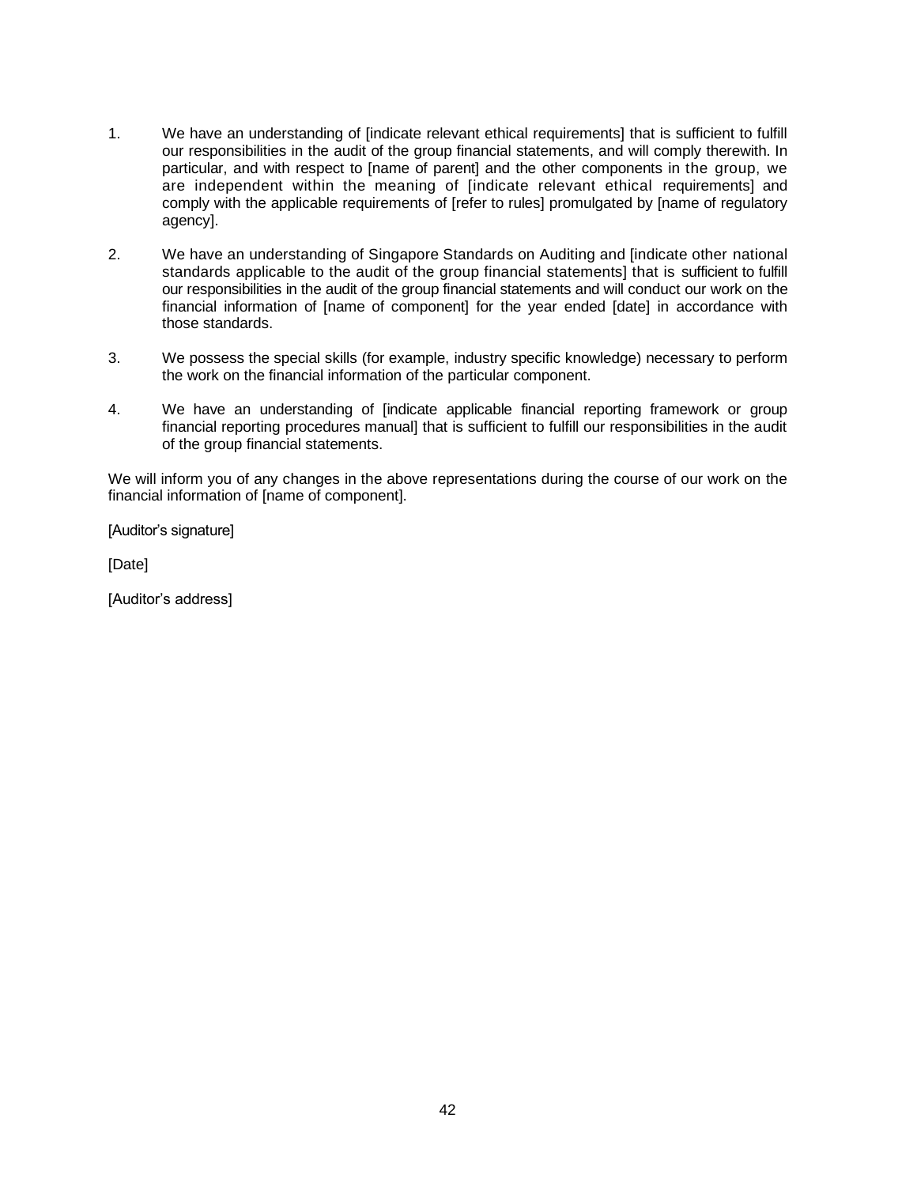1. We have an understanding of [indicate relevant ethical requirements] that is sufficient to fulfill our responsibilities in the audit of the group financial statements, and will comply therewith. In particular, and with respect to [name of parent] and the other components in the group, we are independent within the meaning of [indicate relevant ethical requirements] and comply with the applicable requirements of [refer to rules] promulgated by [name of regulatory agency].

2. We have an understanding of Singapore Standards on Auditing and [indicate other national standards applicable to the audit of the group financial statements] that is sufficient to fulfill our responsibilities in the audit of the group financial statements and will conduct our work on the financial information of [name of component] for the year ended [date] in accordance with those standards.

3. We possess the special skills (for example, industry specific knowledge) necessary to perform the work on the financial information of the particular component.

4. We have an understanding of [indicate applicable financial reporting framework or group financial reporting procedures manual] that is sufficient to fulfill our responsibilities in the audit of the group financial statements.

We will inform you of any changes in the above representations during the course of our work on the financial information of [name of component].

[Auditor's signature]

[Date]

[Auditor's address]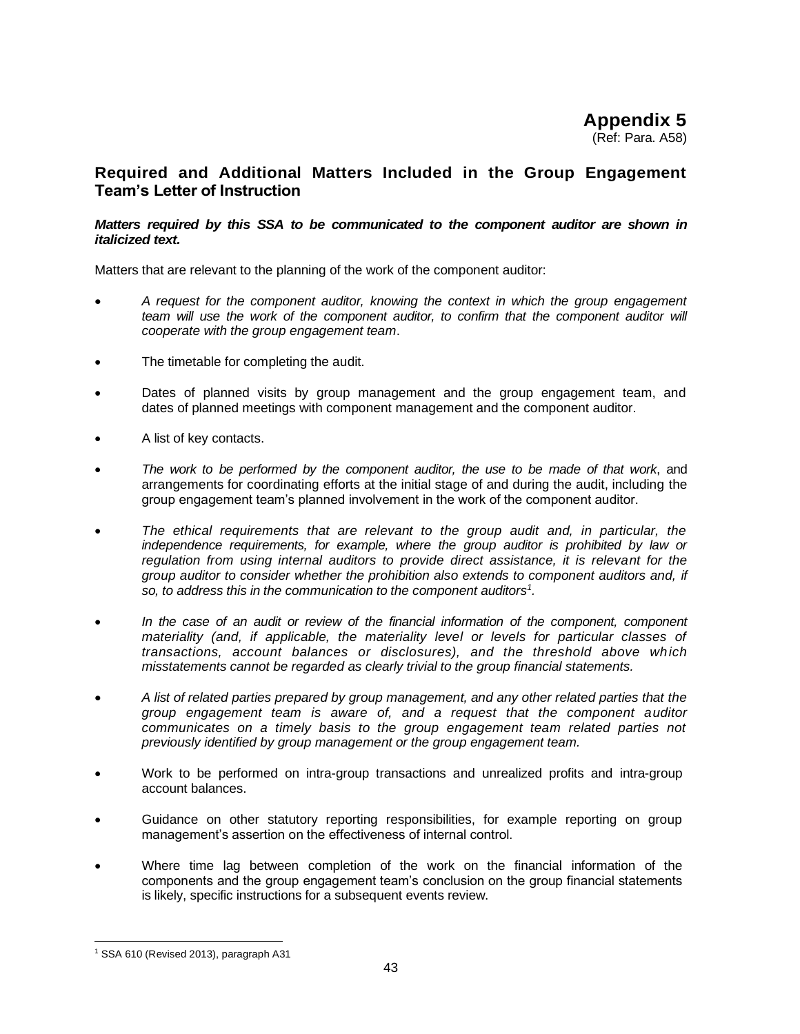# Appendix 5

(Ref: Para. A58)

## Required and Additional Matters Included in the Group Engagement Team's Letter of Instruction

***Matters required by this SSA to be communicated to the component auditor are shown in italicized text.***

Matters that are relevant to the planning of the work of the component auditor:

- *A request for the component auditor, knowing the context in which the group engagement team will use the work of the component auditor, to confirm that the component auditor will cooperate with the group engagement team*.
- The timetable for completing the audit.
- Dates of planned visits by group management and the group engagement team, and dates of planned meetings with component management and the component auditor.
- A list of key contacts.
- *The work to be performed by the component auditor, the use to be made of that work*, and arrangements for coordinating efforts at the initial stage of and during the audit, including the group engagement team's planned involvement in the work of the component auditor.
- *The ethical requirements that are relevant to the group audit and, in particular, the independence requirements, for example, where the group auditor is prohibited by law or regulation from using internal auditors to provide direct assistance, it is relevant for the group auditor to consider whether the prohibition also extends to component auditors and, if so, to address this in the communication to the component auditors*[1].
- *In the case of an audit or review of the financial information of the component, component materiality (and, if applicable, the materiality level or levels for particular classes of transactions, account balances or disclosures), and the threshold above which misstatements cannot be regarded as clearly trivial to the group financial statements.*
- *A list of related parties prepared by group management, and any other related parties that the group engagement team is aware of, and a request that the component auditor communicates on a timely basis to the group engagement team related parties not previously identified by group management or the group engagement team.*
- Work to be performed on intra-group transactions and unrealized profits and intra-group account balances.
- Guidance on other statutory reporting responsibilities, for example reporting on group management's assertion on the effectiveness of internal control.
- Where time lag between completion of the work on the financial information of the components and the group engagement team's conclusion on the group financial statements is likely, specific instructions for a subsequent events review.

[1] SSA 610 (Revised 2013), paragraph A31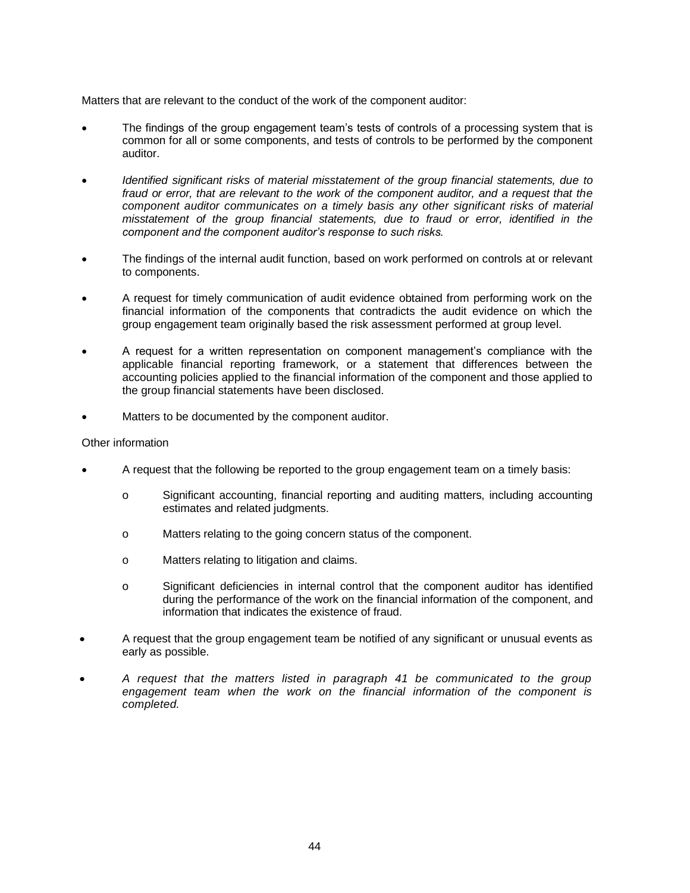Matters that are relevant to the conduct of the work of the component auditor:

- The findings of the group engagement team's tests of controls of a processing system that is common for all or some components, and tests of controls to be performed by the component auditor.
- *Identified significant risks of material misstatement of the group financial statements, due to fraud or error, that are relevant to the work of the component auditor, and a request that the component auditor communicates on a timely basis any other significant risks of material misstatement of the group financial statements, due to fraud or error, identified in the component and the component auditor's response to such risks.*
- The findings of the internal audit function, based on work performed on controls at or relevant to components.
- A request for timely communication of audit evidence obtained from performing work on the financial information of the components that contradicts the audit evidence on which the group engagement team originally based the risk assessment performed at group level.
- A request for a written representation on component management's compliance with the applicable financial reporting framework, or a statement that differences between the accounting policies applied to the financial information of the component and those applied to the group financial statements have been disclosed.
- Matters to be documented by the component auditor.

Other information

- A request that the following be reported to the group engagement team on a timely basis:
  - Significant accounting, financial reporting and auditing matters, including accounting estimates and related judgments.
  - Matters relating to the going concern status of the component.
  - Matters relating to litigation and claims.
  - Significant deficiencies in internal control that the component auditor has identified during the performance of the work on the financial information of the component, and information that indicates the existence of fraud.
- A request that the group engagement team be notified of any significant or unusual events as early as possible.
- *A request that the matters listed in paragraph 41 be communicated to the group engagement team when the work on the financial information of the component is completed.*